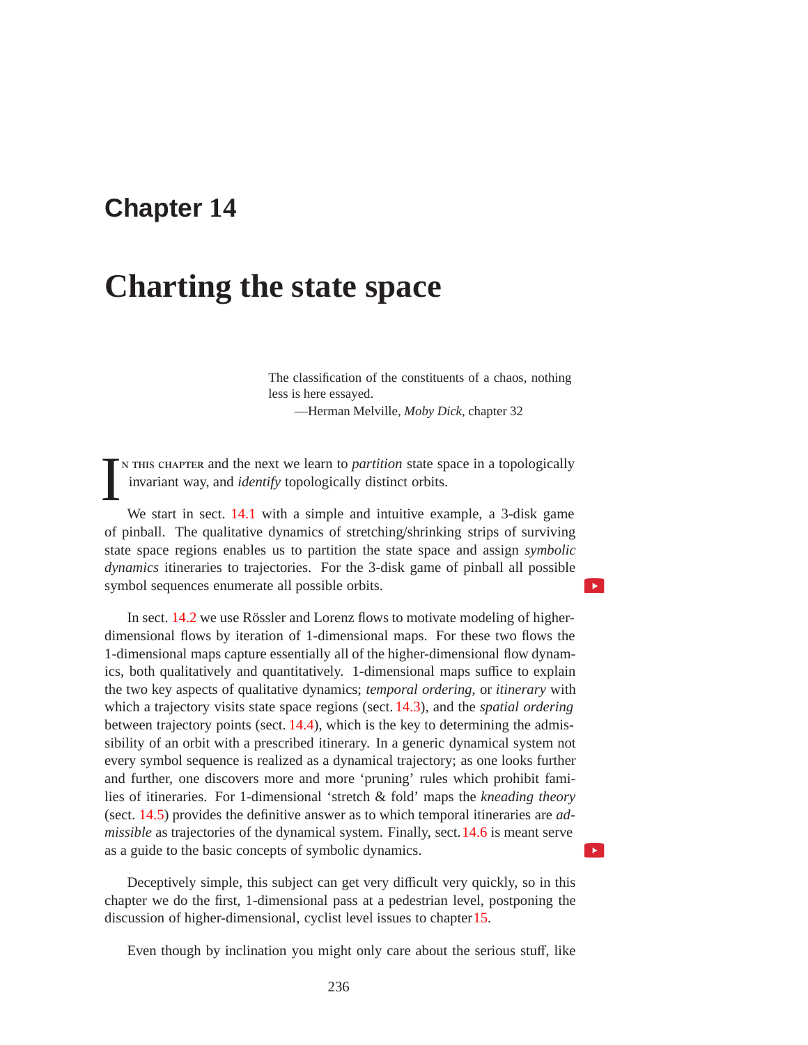# Chapter 14

# Charting the state space

The classification of the constituents of a chaos, nothing less is here essayed.
—Herman Melville, *Moby Dick*, chapter 32

In this chapter and the next we learn to *partition* state space in a topologically invariant way, and *identify* topologically distinct orbits.

We start in sect. 14.1 with a simple and intuitive example, a 3-disk game of pinball. The qualitative dynamics of stretching/shrinking strips of surviving state space regions enables us to partition the state space and assign *symbolic dynamics* itineraries to trajectories. For the 3-disk game of pinball all possible symbol sequences enumerate all possible orbits.

In sect. 14.2 we use Rössler and Lorenz flows to motivate modeling of higher-dimensional flows by iteration of 1-dimensional maps. For these two flows the 1-dimensional maps capture essentially all of the higher-dimensional flow dynamics, both qualitatively and quantitatively. 1-dimensional maps suffice to explain the two key aspects of qualitative dynamics; *temporal ordering*, or *itinerary* with which a trajectory visits state space regions (sect. 14.3), and the *spatial ordering* between trajectory points (sect. 14.4), which is the key to determining the admissibility of an orbit with a prescribed itinerary. In a generic dynamical system not every symbol sequence is realized as a dynamical trajectory; as one looks further and further, one discovers more and more 'pruning' rules which prohibit families of itineraries. For 1-dimensional 'stretch & fold' maps the *kneading theory* (sect. 14.5) provides the definitive answer as to which temporal itineraries are *admissible* as trajectories of the dynamical system. Finally, sect. 14.6 is meant serve as a guide to the basic concepts of symbolic dynamics.

Deceptively simple, this subject can get very difficult very quickly, so in this chapter we do the first, 1-dimensional pass at a pedestrian level, postponing the discussion of higher-dimensional, cyclist level issues to chapter 15.

Even though by inclination you might only care about the serious stuff, like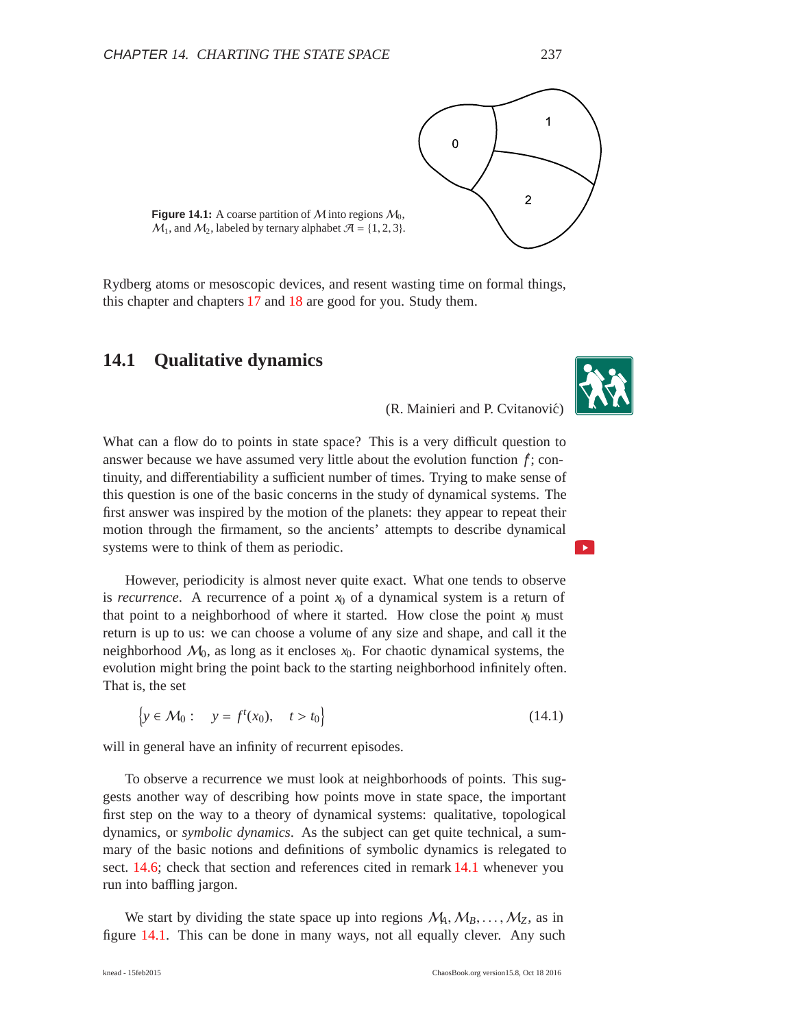**Figure 14.1:** A coarse partition of $\mathcal{M}$ into regions $\mathcal{M}_0$, $\mathcal{M}_1$, and $\mathcal{M}_2$, labeled by ternary alphabet $\mathcal{A} = \{1, 2, 3\}$.

Rydberg atoms or mesoscopic devices, and resent wasting time on formal things, this chapter and chapters 17 and 18 are good for you. Study them.

## 14.1 Qualitative dynamics

(R. Mainieri and P. Cvitanović)

What can a flow do to points in state space? This is a very difficult question to answer because we have assumed very little about the evolution function $f^t$; continuity, and differentiability a sufficient number of times. Trying to make sense of this question is one of the basic concerns in the study of dynamical systems. The first answer was inspired by the motion of the planets: they appear to repeat their motion through the firmament, so the ancients' attempts to describe dynamical systems were to think of them as periodic.

However, periodicity is almost never quite exact. What one tends to observe is *recurrence*. A recurrence of a point $x_0$ of a dynamical system is a return of that point to a neighborhood of where it started. How close the point $x_0$ must return is up to us: we can choose a volume of any size and shape, and call it the neighborhood $\mathcal{M}_0$, as long as it encloses $x_0$. For chaotic dynamical systems, the evolution might bring the point back to the starting neighborhood infinitely often. That is, the set

$$\left\{ y \in \mathcal{M}_0 : \quad y = f^t(x_0), \quad t > t_0 \right\} \tag{14.1}$$

will in general have an infinity of recurrent episodes.

To observe a recurrence we must look at neighborhoods of points. This suggests another way of describing how points move in state space, the important first step on the way to a theory of dynamical systems: qualitative, topological dynamics, or *symbolic dynamics*. As the subject can get quite technical, a summary of the basic notions and definitions of symbolic dynamics is relegated to sect. 14.6; check that section and references cited in remark 14.1 whenever you run into baffling jargon.

We start by dividing the state space up into regions $\mathcal{M}_A, \mathcal{M}_B, \ldots, \mathcal{M}_Z$, as in figure 14.1. This can be done in many ways, not all equally clever. Any such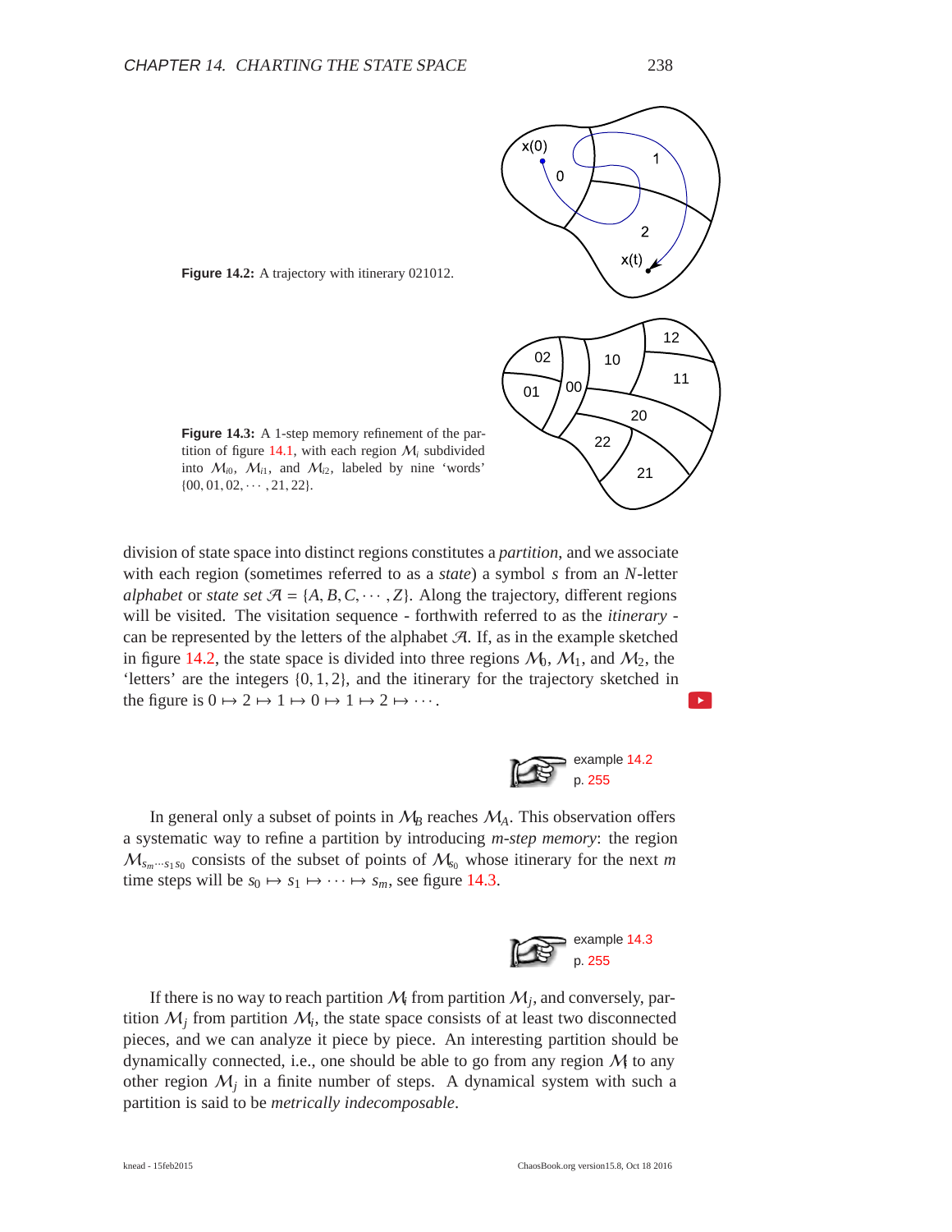**Figure 14.2:** A trajectory with itinerary 021012.

**Figure 14.3:** A 1-step memory refinement of the partition of figure 14.1, with each region $\mathcal{M}_i$ subdivided into $\mathcal{M}_{i0}$, $\mathcal{M}_{i1}$, and $\mathcal{M}_{i2}$, labeled by nine 'words' $\{00, 01, 02, \cdots, 21, 22\}$.

division of state space into distinct regions constitutes a *partition*, and we associate with each region (sometimes referred to as a *state*) a symbol $s$ from an $N$-letter *alphabet* or *state set* $\mathcal{A} = \{A, B, C, \cdots, Z\}$. Along the trajectory, different regions will be visited. The visitation sequence - forthwith referred to as the *itinerary* - can be represented by the letters of the alphabet $\mathcal{A}$. If, as in the example sketched in figure 14.2, the state space is divided into three regions $\mathcal{M}_0$, $\mathcal{M}_1$, and $\mathcal{M}_2$, the 'letters' are the integers $\{0, 1, 2\}$, and the itinerary for the trajectory sketched in the figure is $0 \mapsto 2 \mapsto 1 \mapsto 0 \mapsto 1 \mapsto 2 \mapsto \cdots$.

example 14.2
p. 255

In general only a subset of points in $\mathcal{M}_B$ reaches $\mathcal{M}_A$. This observation offers a systematic way to refine a partition by introducing *m-step memory*: the region $\mathcal{M}_{s_m \cdots s_1 s_0}$ consists of the subset of points of $\mathcal{M}_{s_0}$ whose itinerary for the next $m$ time steps will be $s_0 \mapsto s_1 \mapsto \cdots \mapsto s_m$, see figure 14.3.

example 14.3
p. 255

If there is no way to reach partition $\mathcal{M}_i$ from partition $\mathcal{M}_j$, and conversely, partition $\mathcal{M}_j$ from partition $\mathcal{M}_i$, the state space consists of at least two disconnected pieces, and we can analyze it piece by piece. An interesting partition should be dynamically connected, i.e., one should be able to go from any region $\mathcal{M}_i$ to any other region $\mathcal{M}_j$ in a finite number of steps. A dynamical system with such a partition is said to be *metrically indecomposable*.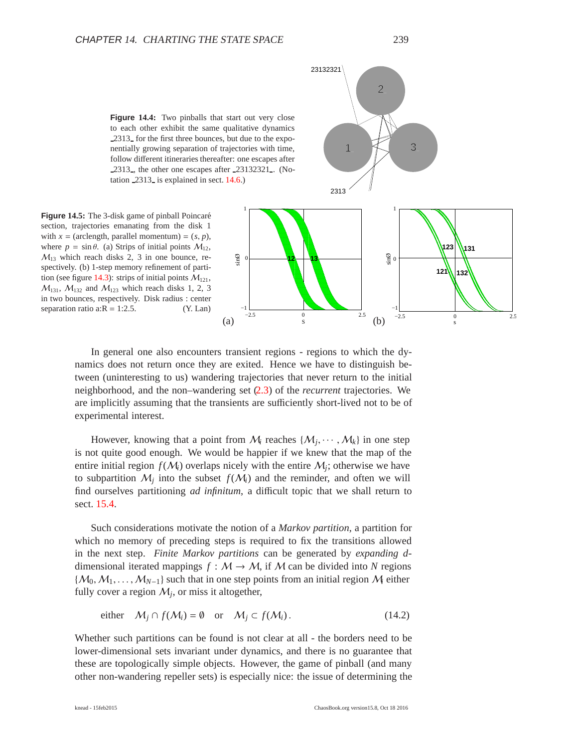**Figure 14.4:** Two pinballs that start out very close to each other exhibit the same qualitative dynamics $\underline{2313}$ for the first three bounces, but due to the exponentially growing separation of trajectories with time, follow different itineraries thereafter: one escapes after $\underline{2313}$, the other one escapes after $\underline{23132321}$. (Notation $\underline{2313}$ is explained in sect. 14.6.)

**Figure 14.5:** The 3-disk game of pinball Poincaré section, trajectories emanating from the disk 1 with $x = (\text{arclength, parallel momentum}) = (s, p)$, where $p = \sin\theta$. (a) Strips of initial points $\mathcal{M}_{12}$, $\mathcal{M}_{13}$ which reach disks 2, 3 in one bounce, respectively. (b) 1-step memory refinement of partition (see figure 14.3): strips of initial points $\mathcal{M}_{121}$, $\mathcal{M}_{131}$, $\mathcal{M}_{132}$ and $\mathcal{M}_{123}$ which reach disks 1, 2, 3 in two bounces, respectively. Disk radius : center separation ratio a:R = 1:2.5. (Y. Lan)

In general one also encounters transient regions - regions to which the dynamics does not return once they are exited. Hence we have to distinguish between (uninteresting to us) wandering trajectories that never return to the initial neighborhood, and the non–wandering set (2.3) of the *recurrent* trajectories. We are implicitly assuming that the transients are sufficiently short-lived not to be of experimental interest.

However, knowing that a point from $\mathcal{M}_i$ reaches $\{\mathcal{M}_j, \cdots, \mathcal{M}_k\}$ in one step is not quite good enough. We would be happier if we knew that the map of the entire initial region $f(\mathcal{M}_i)$ overlaps nicely with the entire $\mathcal{M}_j$; otherwise we have to subpartition $\mathcal{M}_j$ into the subset $f(\mathcal{M}_i)$ and the reminder, and often we will find ourselves partitioning *ad infinitum*, a difficult topic that we shall return to sect. 15.4.

Such considerations motivate the notion of a *Markov partition*, a partition for which no memory of preceding steps is required to fix the transitions allowed in the next step. *Finite Markov partitions* can be generated by *expanding d*-dimensional iterated mappings $f : \mathcal{M} \to \mathcal{M}$, if $\mathcal{M}$ can be divided into $N$ regions $\{\mathcal{M}_0, \mathcal{M}_1, \ldots, \mathcal{M}_{N-1}\}$ such that in one step points from an initial region $\mathcal{M}_i$ either fully cover a region $\mathcal{M}_j$, or miss it altogether,

$$\text{either} \quad \mathcal{M}_j \cap f(\mathcal{M}_i) = \emptyset \quad \text{or} \quad \mathcal{M}_j \subset f(\mathcal{M}_i)\,. \tag{14.2}$$

Whether such partitions can be found is not clear at all - the borders need to be lower-dimensional sets invariant under dynamics, and there is no guarantee that these are topologically simple objects. However, the game of pinball (and many other non-wandering repeller sets) is especially nice: the issue of determining the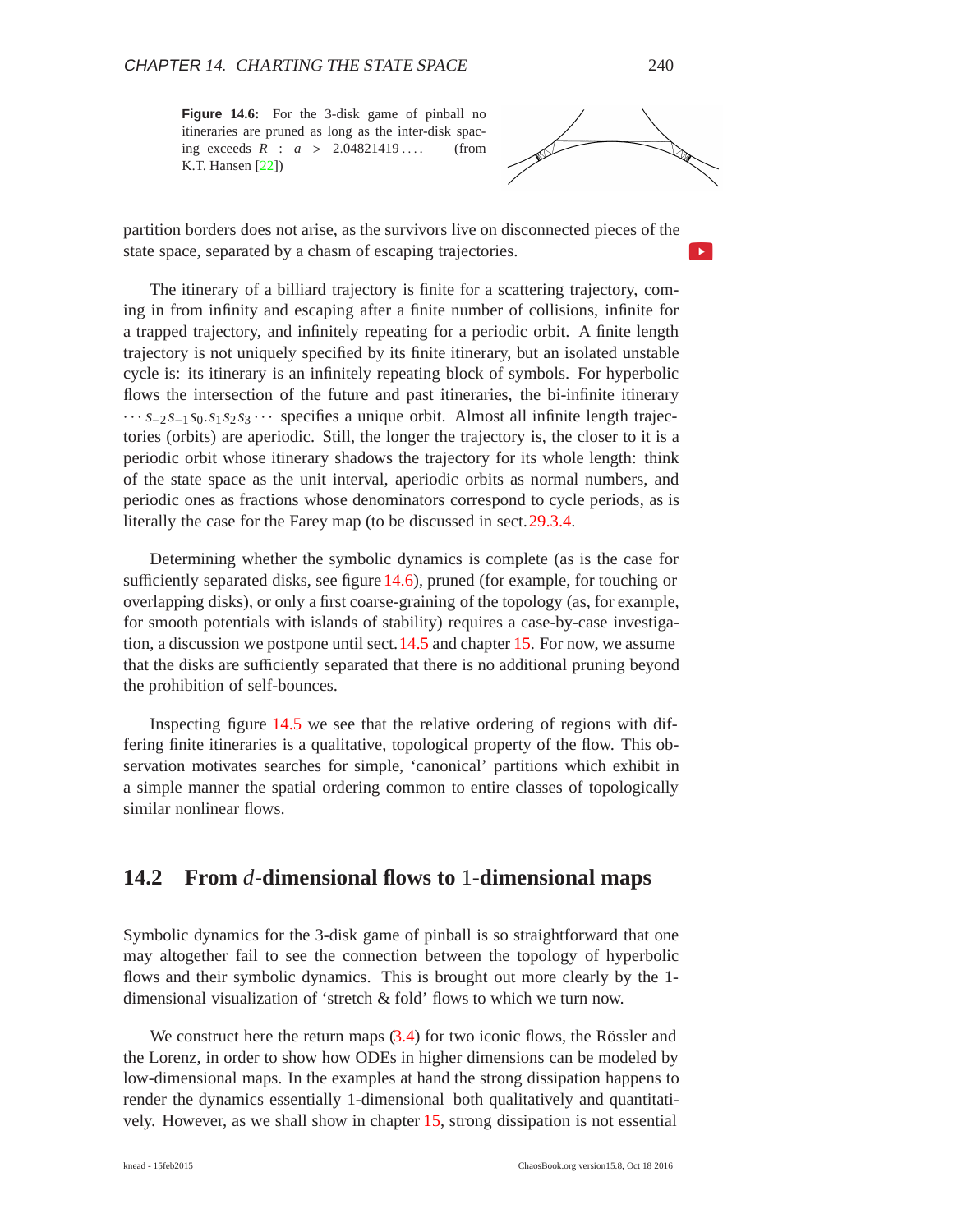**Figure 14.6:** For the 3-disk game of pinball no itineraries are pruned as long as the inter-disk spacing exceeds $R : a > 2.04821419\ldots$. (from K.T. Hansen [22])

partition borders does not arise, as the survivors live on disconnected pieces of the state space, separated by a chasm of escaping trajectories.

The itinerary of a billiard trajectory is finite for a scattering trajectory, coming in from infinity and escaping after a finite number of collisions, infinite for a trapped trajectory, and infinitely repeating for a periodic orbit. A finite length trajectory is not uniquely specified by its finite itinerary, but an isolated unstable cycle is: its itinerary is an infinitely repeating block of symbols. For hyperbolic flows the intersection of the future and past itineraries, the bi-infinite itinerary $\cdots s_{-2}s_{-1}s_0.s_1s_2s_3\cdots$ specifies a unique orbit. Almost all infinite length trajectories (orbits) are aperiodic. Still, the longer the trajectory is, the closer to it is a periodic orbit whose itinerary shadows the trajectory for its whole length: think of the state space as the unit interval, aperiodic orbits as normal numbers, and periodic ones as fractions whose denominators correspond to cycle periods, as is literally the case for the Farey map (to be discussed in sect. 29.3.4.

Determining whether the symbolic dynamics is complete (as is the case for sufficiently separated disks, see figure 14.6), pruned (for example, for touching or overlapping disks), or only a first coarse-graining of the topology (as, for example, for smooth potentials with islands of stability) requires a case-by-case investigation, a discussion we postpone until sect. 14.5 and chapter 15. For now, we assume that the disks are sufficiently separated that there is no additional pruning beyond the prohibition of self-bounces.

Inspecting figure 14.5 we see that the relative ordering of regions with differing finite itineraries is a qualitative, topological property of the flow. This observation motivates searches for simple, 'canonical' partitions which exhibit in a simple manner the spatial ordering common to entire classes of topologically similar nonlinear flows.

## 14.2 From $d$-dimensional flows to 1-dimensional maps

Symbolic dynamics for the 3-disk game of pinball is so straightforward that one may altogether fail to see the connection between the topology of hyperbolic flows and their symbolic dynamics. This is brought out more clearly by the 1-dimensional visualization of 'stretch & fold' flows to which we turn now.

We construct here the return maps (3.4) for two iconic flows, the Rössler and the Lorenz, in order to show how ODEs in higher dimensions can be modeled by low-dimensional maps. In the examples at hand the strong dissipation happens to render the dynamics essentially 1-dimensional both qualitatively and quantitatively. However, as we shall show in chapter 15, strong dissipation is not essential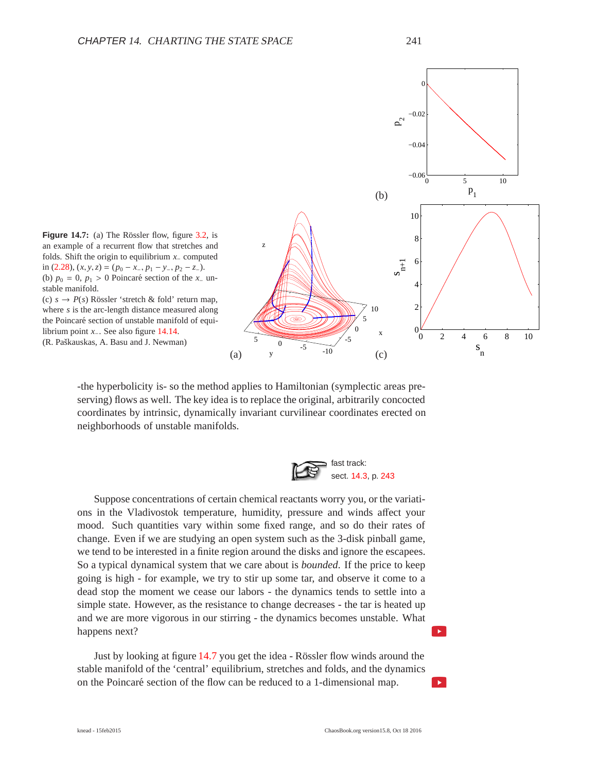**Figure 14.7:** (a) The Rössler flow, figure 3.2, is an example of a recurrent flow that stretches and folds. Shift the origin to equilibrium $x_-$ computed in (2.28), $(x, y, z) = (p_0 - x_-, p_1 - y_-, p_2 - z_-)$. (b) $p_0 = 0$, $p_1 > 0$ Poincaré section of the $x_-$ unstable manifold.
(c) $s \to P(s)$ Rössler 'stretch & fold' return map, where $s$ is the arc-length distance measured along the Poincaré section of unstable manifold of equilibrium point $x_-$. See also figure 14.14.
(R. Paškauskas, A. Basu and J. Newman)

-the hyperbolicity is- so the method applies to Hamiltonian (symplectic areas preserving) flows as well. The key idea is to replace the original, arbitrarily concocted coordinates by intrinsic, dynamically invariant curvilinear coordinates erected on neighborhoods of unstable manifolds.

fast track:
sect. 14.3, p. 243

Suppose concentrations of certain chemical reactants worry you, or the variations in the Vladivostok temperature, humidity, pressure and winds affect your mood. Such quantities vary within some fixed range, and so do their rates of change. Even if we are studying an open system such as the 3-disk pinball game, we tend to be interested in a finite region around the disks and ignore the escapees. So a typical dynamical system that we care about is *bounded*. If the price to keep going is high - for example, we try to stir up some tar, and observe it come to a dead stop the moment we cease our labors - the dynamics tends to settle into a simple state. However, as the resistance to change decreases - the tar is heated up and we are more vigorous in our stirring - the dynamics becomes unstable. What happens next?

Just by looking at figure 14.7 you get the idea - Rössler flow winds around the stable manifold of the 'central' equilibrium, stretches and folds, and the dynamics on the Poincaré section of the flow can be reduced to a 1-dimensional map.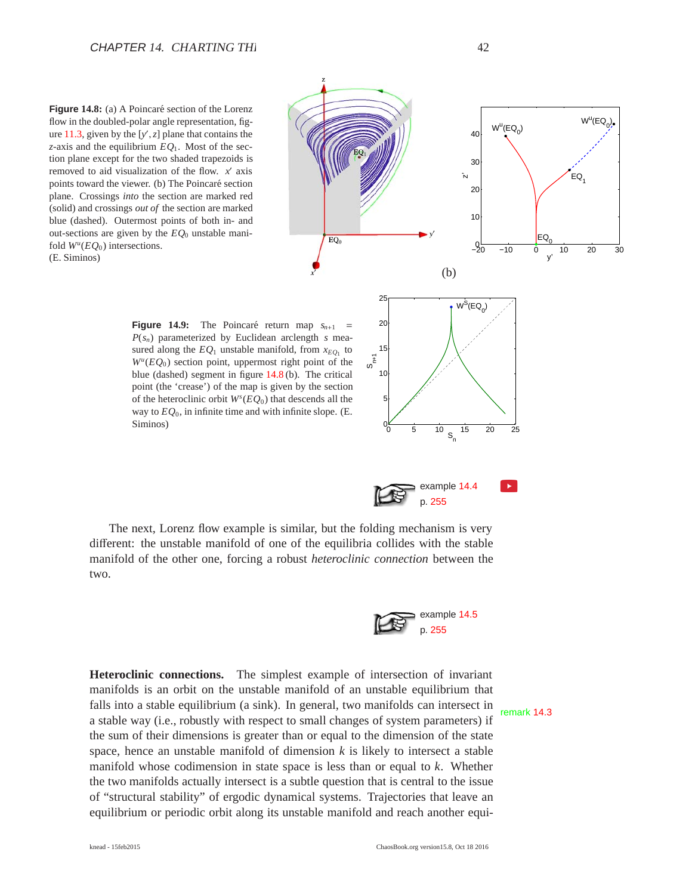**Figure 14.8:** (a) A Poincaré section of the Lorenz flow in the doubled-polar angle representation, figure 11.3, given by the $[y', z]$ plane that contains the $z$-axis and the equilibrium $EQ_1$. Most of the section plane except for the two shaded trapezoids is removed to aid visualization of the flow. $x'$ axis points toward the viewer. (b) The Poincaré section plane. Crossings *into* the section are marked red (solid) and crossings *out of* the section are marked blue (dashed). Outermost points of both in- and out-sections are given by the $EQ_0$ unstable manifold $W^u(EQ_0)$ intersections. (E. Siminos)

**Figure 14.9:** The Poincaré return map $s_{n+1} = P(s_n)$ parameterized by Euclidean arclength $s$ measured along the $EQ_1$ unstable manifold, from $x_{EQ_1}$ to $W^u(EQ_0)$ section point, uppermost right point of the blue (dashed) segment in figure 14.8 (b). The critical point (the 'crease') of the map is given by the section of the heteroclinic orbit $W^s(EQ_0)$ that descends all the way to $EQ_0$, in infinite time and with infinite slope. (E. Siminos)

example 14.4
p. 255

The next, Lorenz flow example is similar, but the folding mechanism is very different: the unstable manifold of one of the equilibria collides with the stable manifold of the other one, forcing a robust *heteroclinic connection* between the two.

example 14.5
p. 255

**Heteroclinic connections.** The simplest example of intersection of invariant manifolds is an orbit on the unstable manifold of an unstable equilibrium that falls into a stable equilibrium (a sink). In general, two manifolds can intersect in a stable way (i.e., robustly with respect to small changes of system parameters) if the sum of their dimensions is greater than or equal to the dimension of the state space, hence an unstable manifold of dimension $k$ is likely to intersect a stable manifold whose codimension in state space is less than or equal to $k$. Whether the two manifolds actually intersect is a subtle question that is central to the issue of "structural stability" of ergodic dynamical systems. Trajectories that leave an equilibrium or periodic orbit along its unstable manifold and reach another equi-

remark 14.3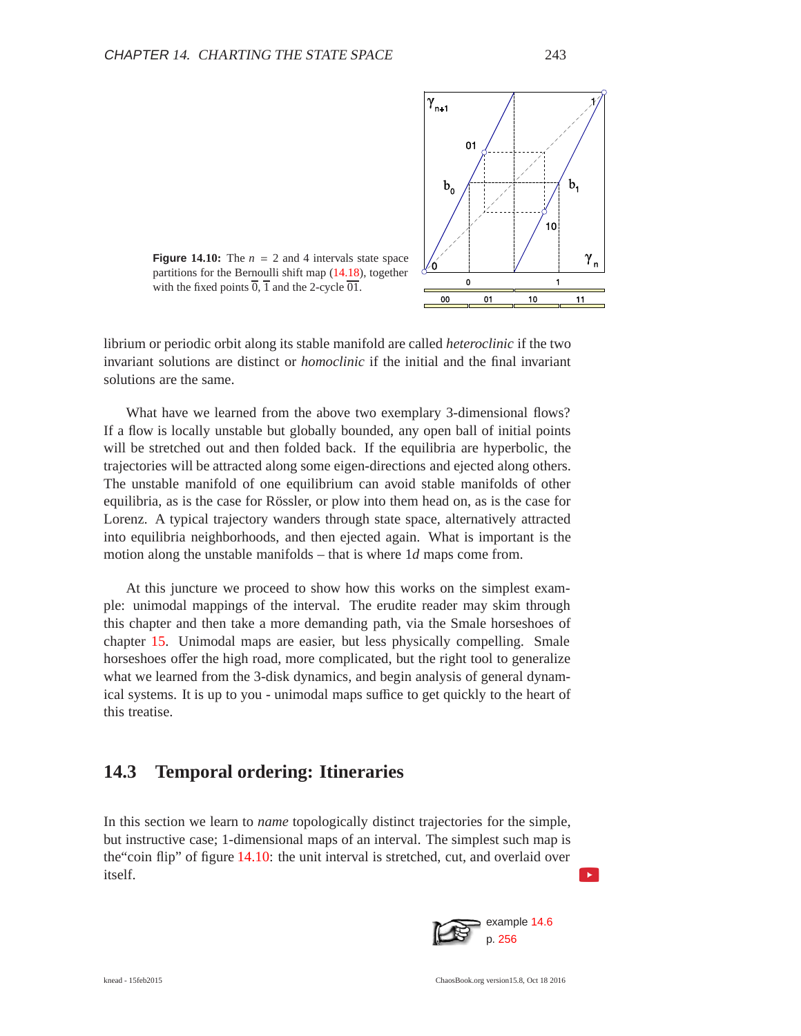**Figure 14.10:** The $n = 2$ and 4 intervals state space partitions for the Bernoulli shift map (14.18), together with the fixed points $\overline{0}$, $\overline{1}$ and the 2-cycle $\overline{01}$.

librium or periodic orbit along its stable manifold are called *heteroclinic* if the two invariant solutions are distinct or *homoclinic* if the initial and the final invariant solutions are the same.

What have we learned from the above two exemplary 3-dimensional flows? If a flow is locally unstable but globally bounded, any open ball of initial points will be stretched out and then folded back. If the equilibria are hyperbolic, the trajectories will be attracted along some eigen-directions and ejected along others. The unstable manifold of one equilibrium can avoid stable manifolds of other equilibria, as is the case for Rössler, or plow into them head on, as is the case for Lorenz. A typical trajectory wanders through state space, alternatively attracted into equilibria neighborhoods, and then ejected again. What is important is the motion along the unstable manifolds – that is where 1*d* maps come from.

At this juncture we proceed to show how this works on the simplest example: unimodal mappings of the interval. The erudite reader may skim through this chapter and then take a more demanding path, via the Smale horseshoes of chapter 15. Unimodal maps are easier, but less physically compelling. Smale horseshoes offer the high road, more complicated, but the right tool to generalize what we learned from the 3-disk dynamics, and begin analysis of general dynamical systems. It is up to you - unimodal maps suffice to get quickly to the heart of this treatise.

## 14.3 Temporal ordering: Itineraries

In this section we learn to *name* topologically distinct trajectories for the simple, but instructive case; 1-dimensional maps of an interval. The simplest such map is the“coin flip” of figure 14.10: the unit interval is stretched, cut, and overlaid over itself.

example 14.6
p. 256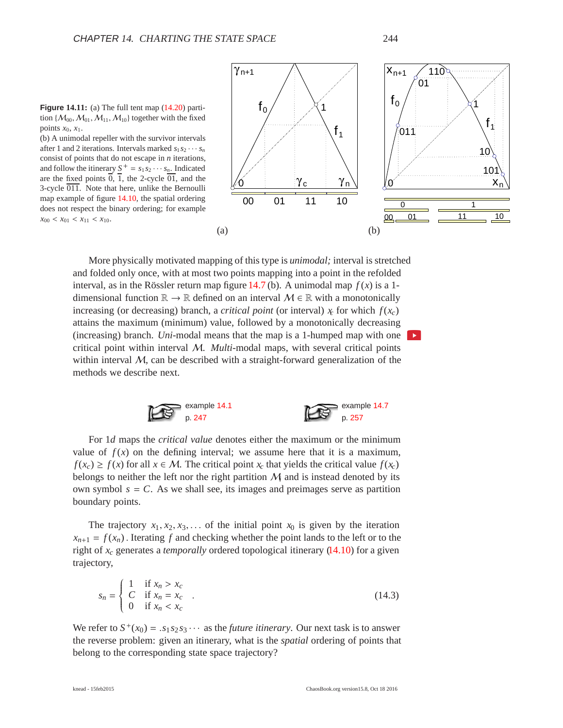**Figure 14.11:** (a) The full tent map (14.20) partition $\{\mathcal{M}_{00}, \mathcal{M}_{01}, \mathcal{M}_{11}, \mathcal{M}_{10}\}$ together with the fixed points $x_0$, $x_1$.
(b) A unimodal repeller with the survivor intervals after 1 and 2 iterations. Intervals marked $s_1 s_2 \cdots s_n$ consist of points that do not escape in $n$ iterations, and follow the itinerary $S^+ = s_1 s_2 \cdots s_n$. Indicated are the fixed points $\overline{0}$, $\overline{1}$, the 2-cycle $\overline{01}$, and the 3-cycle $\overline{011}$. Note that here, unlike the Bernoulli map example of figure 14.10, the spatial ordering does not respect the binary ordering; for example $x_{00} < x_{01} < x_{11} < x_{10}$.

More physically motivated mapping of this type is *unimodal;* interval is stretched and folded only once, with at most two points mapping into a point in the refolded interval, as in the Rössler return map figure 14.7 (b). A unimodal map $f(x)$ is a 1-dimensional function $\mathbb{R} \to \mathbb{R}$ defined on an interval $\mathcal{M} \in \mathbb{R}$ with a monotonically increasing (or decreasing) branch, a *critical point* (or interval) $x_c$ for which $f(x_c)$ attains the maximum (minimum) value, followed by a monotonically decreasing (increasing) branch. *Uni*-modal means that the map is a 1-humped map with one critical point within interval $\mathcal{M}$. *Multi*-modal maps, with several critical points within interval $\mathcal{M}$, can be described with a straight-forward generalization of the methods we describe next.

example 14.1 p. 247 — example 14.7 p. 257

For 1$d$ maps the *critical value* denotes either the maximum or the minimum value of $f(x)$ on the defining interval; we assume here that it is a maximum, $f(x_c) \geq f(x)$ for all $x \in \mathcal{M}$. The critical point $x_c$ that yields the critical value $f(x_c)$ belongs to neither the left nor the right partition $\mathcal{M}_i$ and is instead denoted by its own symbol $s = C$. As we shall see, its images and preimages serve as partition boundary points.

The trajectory $x_1, x_2, x_3, \ldots$ of the initial point $x_0$ is given by the iteration $x_{n+1} = f(x_n)$. Iterating $f$ and checking whether the point lands to the left or to the right of $x_c$ generates a *temporally* ordered topological itinerary (14.10) for a given trajectory,

$$
s_n = \begin{cases} 1 & \text{if } x_n > x_c \\ C & \text{if } x_n = x_c \\ 0 & \text{if } x_n < x_c \end{cases} . \tag{14.3}
$$

We refer to $S^+(x_0) = .s_1 s_2 s_3 \cdots$ as the *future itinerary*. Our next task is to answer the reverse problem: given an itinerary, what is the *spatial* ordering of points that belong to the corresponding state space trajectory?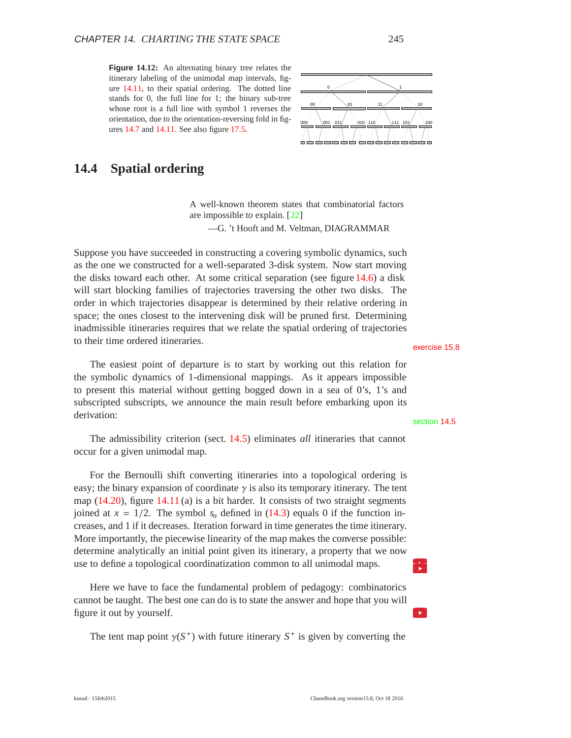**Figure 14.12:** An alternating binary tree relates the itinerary labeling of the unimodal map intervals, figure 14.11, to their spatial ordering. The dotted line stands for 0, the full line for 1; the binary sub-tree whose root is a full line with symbol 1 reverses the orientation, due to the orientation-reversing fold in figures 14.7 and 14.11. See also figure 17.5.

## 14.4 Spatial ordering

> A well-known theorem states that combinatorial factors are impossible to explain. [22]
>
> —G. 't Hooft and M. Veltman, DIAGRAMMAR

Suppose you have succeeded in constructing a covering symbolic dynamics, such as the one we constructed for a well-separated 3-disk system. Now start moving the disks toward each other. At some critical separation (see figure 14.6) a disk will start blocking families of trajectories traversing the other two disks. The order in which trajectories disappear is determined by their relative ordering in space; the ones closest to the intervening disk will be pruned first. Determining inadmissible itineraries requires that we relate the spatial ordering of trajectories to their time ordered itineraries.

exercise 15.8

The easiest point of departure is to start by working out this relation for the symbolic dynamics of 1-dimensional mappings. As it appears impossible to present this material without getting bogged down in a sea of 0's, 1's and subscripted subscripts, we announce the main result before embarking upon its derivation:

section 14.5

The admissibility criterion (sect. 14.5) eliminates *all* itineraries that cannot occur for a given unimodal map.

For the Bernoulli shift converting itineraries into a topological ordering is easy; the binary expansion of coordinate $\gamma$ is also its temporary itinerary. The tent map (14.20), figure 14.11 (a) is a bit harder. It consists of two straight segments joined at $x = 1/2$. The symbol $s_n$ defined in (14.3) equals 0 if the function increases, and 1 if it decreases. Iteration forward in time generates the time itinerary. More importantly, the piecewise linearity of the map makes the converse possible: determine analytically an initial point given its itinerary, a property that we now use to define a topological coordinatization common to all unimodal maps.

Here we have to face the fundamental problem of pedagogy: combinatorics cannot be taught. The best one can do is to state the answer and hope that you will figure it out by yourself.

The tent map point $\gamma(S^+)$ with future itinerary $S^+$ is given by converting the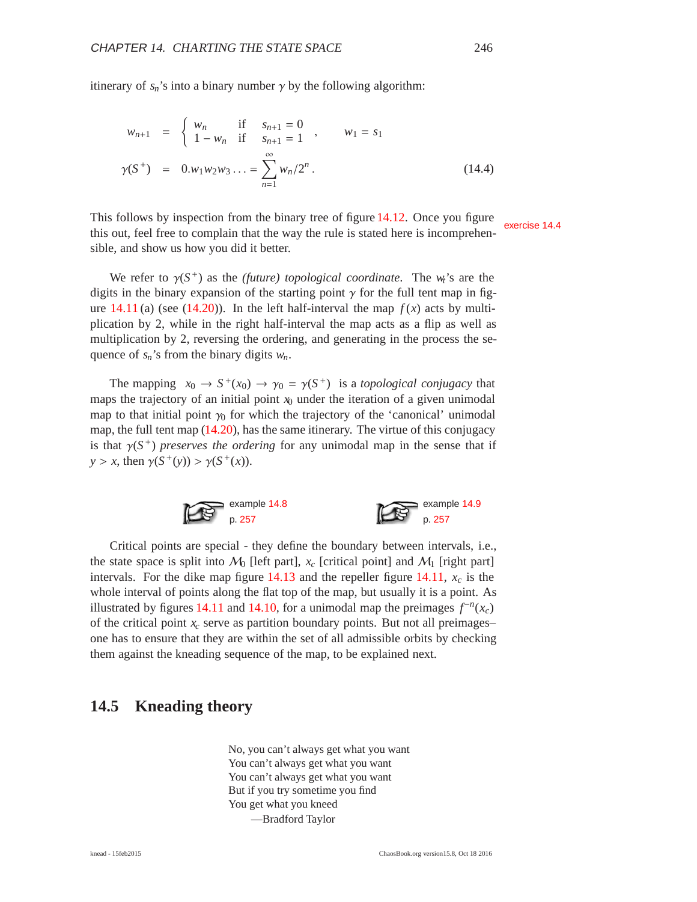itinerary of $s_n$'s into a binary number $\gamma$ by the following algorithm:

$$
\begin{aligned}
w_{n+1} &= \begin{cases} w_n & \text{if} \quad s_{n+1} = 0 \\ 1 - w_n & \text{if} \quad s_{n+1} = 1 \end{cases}, \qquad w_1 = s_1 \\
\gamma(S^+) &= 0.w_1 w_2 w_3 \ldots = \sum_{n=1}^{\infty} w_n / 2^n \,.
\end{aligned}
\tag{14.4}
$$

This follows by inspection from the binary tree of figure 14.12. Once you figure this out, feel free to complain that the way the rule is stated here is incomprehensible, and show us how you did it better.

exercise 14.4

We refer to $\gamma(S^+)$ as the *(future) topological coordinate*. The $w_t$'s are the digits in the binary expansion of the starting point $\gamma$ for the full tent map in figure 14.11 (a) (see (14.20)). In the left half-interval the map $f(x)$ acts by multiplication by 2, while in the right half-interval the map acts as a flip as well as multiplication by 2, reversing the ordering, and generating in the process the sequence of $s_n$'s from the binary digits $w_n$.

The mapping $x_0 \to S^+(x_0) \to \gamma_0 = \gamma(S^+)$ is a *topological conjugacy* that maps the trajectory of an initial point $x_0$ under the iteration of a given unimodal map to that initial point $\gamma_0$ for which the trajectory of the 'canonical' unimodal map, the full tent map (14.20), has the same itinerary. The virtue of this conjugacy is that $\gamma(S^+)$ *preserves the ordering* for any unimodal map in the sense that if $y > x$, then $\gamma(S^+(y)) > \gamma(S^+(x))$.

example 14.8
p. 257

example 14.9
p. 257

Critical points are special - they define the boundary between intervals, i.e., the state space is split into $\mathcal{M}_0$ [left part], $x_c$ [critical point] and $\mathcal{M}_1$ [right part] intervals. For the dike map figure 14.13 and the repeller figure 14.11, $x_c$ is the whole interval of points along the flat top of the map, but usually it is a point. As illustrated by figures 14.11 and 14.10, for a unimodal map the preimages $f^{-n}(x_c)$ of the critical point $x_c$ serve as partition boundary points. But not all preimages– one has to ensure that they are within the set of all admissible orbits by checking them against the kneading sequence of the map, to be explained next.

## 14.5 Kneading theory

No, you can't always get what you want
You can't always get what you want
You can't always get what you want
But if you try sometime you find
You get what you kneed
—Bradford Taylor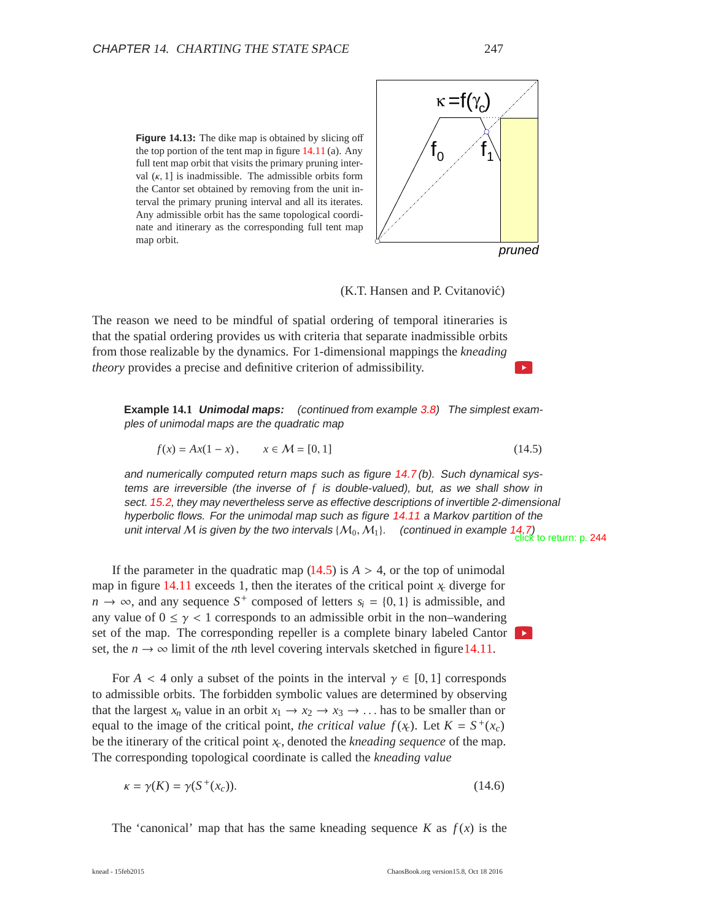**Figure 14.13:** The dike map is obtained by slicing off the top portion of the tent map in figure 14.11 (a). Any full tent map orbit that visits the primary pruning interval $(\kappa, 1]$ is inadmissible. The admissible orbits form the Cantor set obtained by removing from the unit interval the primary pruning interval and all its iterates. Any admissible orbit has the same topological coordinate and itinerary as the corresponding full tent map map orbit.

(K.T. Hansen and P. Cvitanović)

The reason we need to be mindful of spatial ordering of temporal itineraries is that the spatial ordering provides us with criteria that separate inadmissible orbits from those realizable by the dynamics. For 1-dimensional mappings the *kneading theory* provides a precise and definitive criterion of admissibility.

**Example 14.1** ***Unimodal maps:*** *(continued from example 3.8) The simplest examples of unimodal maps are the quadratic map*

$$f(x) = Ax(1-x)\,, \qquad x \in \mathcal{M} = [0,1] \tag{14.5}$$

*and numerically computed return maps such as figure 14.7 (b). Such dynamical systems are irreversible (the inverse of $f$ is double-valued), but, as we shall show in sect. 15.2, they may nevertheless serve as effective descriptions of invertible 2-dimensional hyperbolic flows. For the unimodal map such as figure 14.11 a Markov partition of the unit interval $\mathcal{M}$ is given by the two intervals $\{\mathcal{M}_0, \mathcal{M}_1\}$. (continued in example 14.7)*

If the parameter in the quadratic map (14.5) is $A > 4$, or the top of unimodal map in figure 14.11 exceeds 1, then the iterates of the critical point $x_c$ diverge for $n \to \infty$, and any sequence $S^+$ composed of letters $s_i = \{0,1\}$ is admissible, and any value of $0 \leq \gamma < 1$ corresponds to an admissible orbit in the non–wandering set of the map. The corresponding repeller is a complete binary labeled Cantor set, the $n \to \infty$ limit of the $n$th level covering intervals sketched in figure 14.11.

For $A < 4$ only a subset of the points in the interval $\gamma \in [0,1]$ corresponds to admissible orbits. The forbidden symbolic values are determined by observing that the largest $x_n$ value in an orbit $x_1 \to x_2 \to x_3 \to \ldots$ has to be smaller than or equal to the image of the critical point, *the critical value* $f(x_c)$. Let $K = S^+(x_c)$ be the itinerary of the critical point $x_c$, denoted the *kneading sequence* of the map. The corresponding topological coordinate is called the *kneading value*

$$\kappa = \gamma(K) = \gamma(S^+(x_c)). \tag{14.6}$$

The 'canonical' map that has the same kneading sequence $K$ as $f(x)$ is the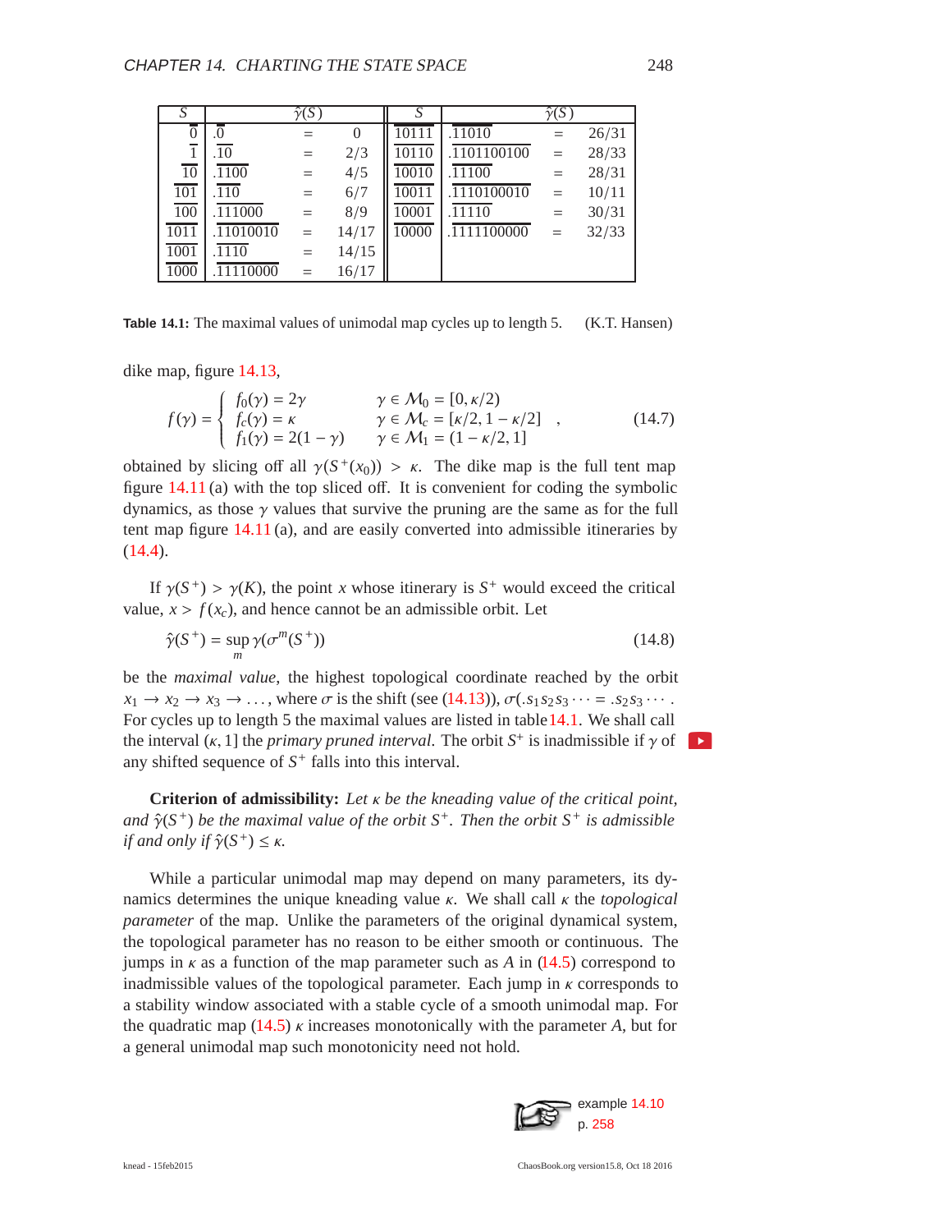| $S$ | $\hat{\gamma}(S)$ | | | $S$ | $\hat{\gamma}(S)$ | | |
|---|---|---|---|---|---|---|---|
| $\overline{0}$ | $.\overline{0}$ | = | 0 | $\overline{10111}$ | $.\overline{11010}$ | = | 26/31 |
| $\overline{1}$ | $.1\overline{0}$ | = | 2/3 | $\overline{10110}$ | $.\overline{1101100100}$ | = | 28/33 |
| $\overline{10}$ | $.\overline{1100}$ | = | 4/5 | $\overline{10010}$ | $.\overline{11100}$ | = | 28/31 |
| $\overline{101}$ | $.\overline{110}$ | = | 6/7 | $\overline{10011}$ | $.\overline{1110100010}$ | = | 10/11 |
| $\overline{100}$ | $.\overline{111000}$ | = | 8/9 | $\overline{10001}$ | $.\overline{11110}$ | = | 30/31 |
| $\overline{1011}$ | $.\overline{11010010}$ | = | 14/17 | $\overline{10000}$ | $.\overline{1111100000}$ | = | 32/33 |
| $\overline{1001}$ | $.\overline{1110}$ | = | 14/15 | | | | |
| $\overline{1000}$ | $.\overline{11110000}$ | = | 16/17 | | | | |

**Table 14.1:** The maximal values of unimodal map cycles up to length 5. (K.T. Hansen)

dike map, figure 14.13,

$$f(\gamma) = \begin{cases} f_0(\gamma) = 2\gamma & \gamma \in \mathcal{M}_0 = [0, \kappa/2) \\ f_c(\gamma) = \kappa & \gamma \in \mathcal{M}_c = [\kappa/2, 1 - \kappa/2] \\ f_1(\gamma) = 2(1-\gamma) & \gamma \in \mathcal{M}_1 = (1 - \kappa/2, 1] \end{cases} , \tag{14.7}$$

obtained by slicing off all $\gamma(S^+(x_0)) > \kappa$. The dike map is the full tent map figure 14.11 (a) with the top sliced off. It is convenient for coding the symbolic dynamics, as those $\gamma$ values that survive the pruning are the same as for the full tent map figure 14.11 (a), and are easily converted into admissible itineraries by (14.4).

If $\gamma(S^+) > \gamma(K)$, the point $x$ whose itinerary is $S^+$ would exceed the critical value, $x > f(x_c)$, and hence cannot be an admissible orbit. Let

$$\hat{\gamma}(S^+) = \sup_m \gamma(\sigma^m(S^+)) \tag{14.8}$$

be the *maximal value*, the highest topological coordinate reached by the orbit $x_1 \to x_2 \to x_3 \to \ldots$, where $\sigma$ is the shift (see (14.13)), $\sigma(.s_1 s_2 s_3 \cdots = .s_2 s_3 \cdots$. For cycles up to length 5 the maximal values are listed in table 14.1. We shall call the interval $(\kappa, 1]$ the *primary pruned interval*. The orbit $S^+$ is inadmissible if $\gamma$ of any shifted sequence of $S^+$ falls into this interval.

**Criterion of admissibility:** *Let $\kappa$ be the kneading value of the critical point, and $\hat{\gamma}(S^+)$ be the maximal value of the orbit $S^+$. Then the orbit $S^+$ is admissible if and only if $\hat{\gamma}(S^+) \leq \kappa$.*

While a particular unimodal map may depend on many parameters, its dynamics determines the unique kneading value $\kappa$. We shall call $\kappa$ the *topological parameter* of the map. Unlike the parameters of the original dynamical system, the topological parameter has no reason to be either smooth or continuous. The jumps in $\kappa$ as a function of the map parameter such as $A$ in (14.5) correspond to inadmissible values of the topological parameter. Each jump in $\kappa$ corresponds to a stability window associated with a stable cycle of a smooth unimodal map. For the quadratic map (14.5) $\kappa$ increases monotonically with the parameter $A$, but for a general unimodal map such monotonicity need not hold.

example 14.10
p. 258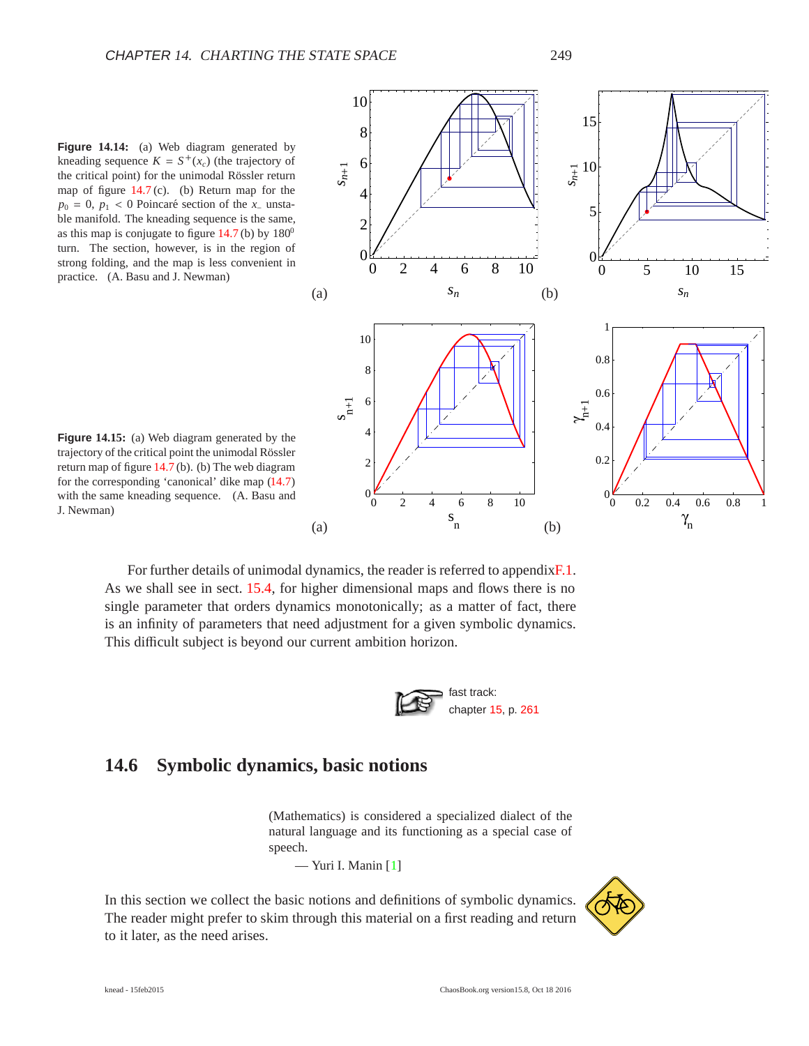**Figure 14.14:** (a) Web diagram generated by kneading sequence $K = S^+(x_c)$ (the trajectory of the critical point) for the unimodal Rössler return map of figure 14.7 (c). (b) Return map for the $p_0 = 0$, $p_1 < 0$ Poincaré section of the $x_-$ unstable manifold. The kneading sequence is the same, as this map is conjugate to figure 14.7 (b) by $180^0$ turn. The section, however, is in the region of strong folding, and the map is less convenient in practice. (A. Basu and J. Newman)

**Figure 14.15:** (a) Web diagram generated by the trajectory of the critical point the unimodal Rössler return map of figure 14.7 (b). (b) The web diagram for the corresponding 'canonical' dike map (14.7) with the same kneading sequence. (A. Basu and J. Newman)

For further details of unimodal dynamics, the reader is referred to appendixF.1. As we shall see in sect. 15.4, for higher dimensional maps and flows there is no single parameter that orders dynamics monotonically; as a matter of fact, there is an infinity of parameters that need adjustment for a given symbolic dynamics. This difficult subject is beyond our current ambition horizon.

fast track:
chapter 15, p. 261

## 14.6 Symbolic dynamics, basic notions

> (Mathematics) is considered a specialized dialect of the natural language and its functioning as a special case of speech.
>
> — Yuri I. Manin [1]

In this section we collect the basic notions and definitions of symbolic dynamics. The reader might prefer to skim through this material on a first reading and return to it later, as the need arises.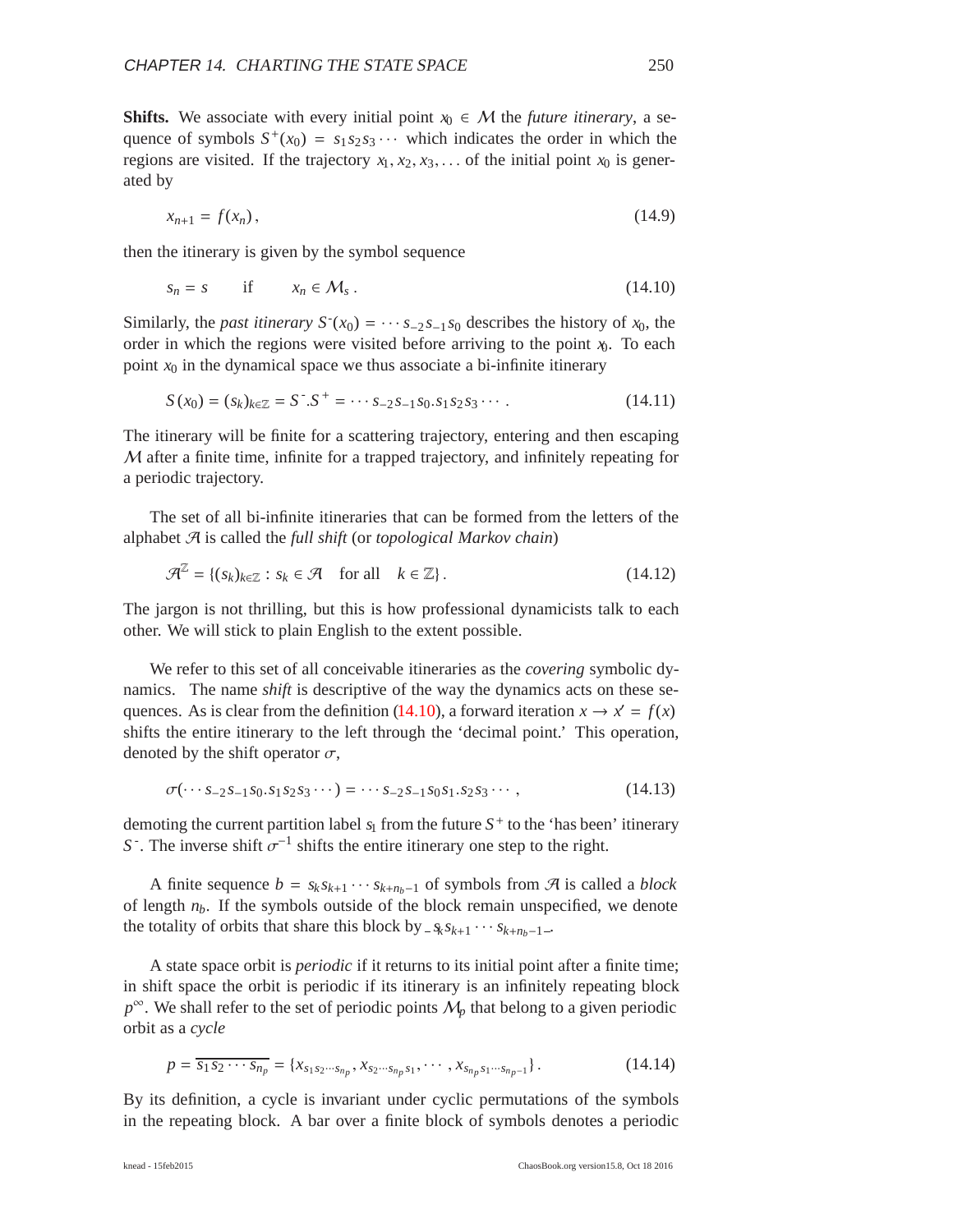**Shifts.** We associate with every initial point $x_0 \in \mathcal{M}$ the *future itinerary*, a sequence of symbols $S^+(x_0) = s_1 s_2 s_3 \cdots$ which indicates the order in which the regions are visited. If the trajectory $x_1, x_2, x_3, \ldots$ of the initial point $x_0$ is generated by

$$x_{n+1} = f(x_n)\,, \tag{14.9}$$

then the itinerary is given by the symbol sequence

$$s_n = s \qquad \text{if} \qquad x_n \in \mathcal{M}_s\,. \tag{14.10}$$

Similarly, the *past itinerary* $S^-(x_0) = \cdots s_{-2} s_{-1} s_0$ describes the history of $x_0$, the order in which the regions were visited before arriving to the point $x_0$. To each point $x_0$ in the dynamical space we thus associate a bi-infinite itinerary

$$S(x_0) = (s_k)_{k\in\mathbb{Z}} = S^-.S^+ = \cdots s_{-2} s_{-1} s_0.s_1 s_2 s_3 \cdots\,. \tag{14.11}$$

The itinerary will be finite for a scattering trajectory, entering and then escaping $\mathcal{M}$ after a finite time, infinite for a trapped trajectory, and infinitely repeating for a periodic trajectory.

The set of all bi-infinite itineraries that can be formed from the letters of the alphabet $\mathcal{A}$ is called the *full shift* (or *topological Markov chain*)

$$\mathcal{A}^{\mathbb{Z}} = \{(s_k)_{k\in\mathbb{Z}} : s_k \in \mathcal{A} \quad \text{for all} \quad k \in \mathbb{Z}\}\,. \tag{14.12}$$

The jargon is not thrilling, but this is how professional dynamicists talk to each other. We will stick to plain English to the extent possible.

We refer to this set of all conceivable itineraries as the *covering* symbolic dynamics. The name *shift* is descriptive of the way the dynamics acts on these sequences. As is clear from the definition (14.10), a forward iteration $x \to x' = f(x)$ shifts the entire itinerary to the left through the 'decimal point.' This operation, denoted by the shift operator $\sigma$,

$$\sigma(\cdots s_{-2} s_{-1} s_0.s_1 s_2 s_3 \cdots) = \cdots s_{-2} s_{-1} s_0 s_1.s_2 s_3 \cdots\,, \tag{14.13}$$

demoting the current partition label $s_1$ from the future $S^+$ to the 'has been' itinerary $S^-$. The inverse shift $\sigma^{-1}$ shifts the entire itinerary one step to the right.

A finite sequence $b = s_k s_{k+1} \cdots s_{k+n_b-1}$ of symbols from $\mathcal{A}$ is called a *block* of length $n_b$. If the symbols outside of the block remain unspecified, we denote the totality of orbits that share this block by $\_s_k s_{k+1} \cdots s_{k+n_b-1}\_$.

A state space orbit is *periodic* if it returns to its initial point after a finite time; in shift space the orbit is periodic if its itinerary is an infinitely repeating block $p^\infty$. We shall refer to the set of periodic points $\mathcal{M}_p$ that belong to a given periodic orbit as a *cycle*

$$p = \overline{s_1 s_2 \cdots s_{n_p}} = \{x_{s_1 s_2 \cdots s_{n_p}}, x_{s_2 \cdots s_{n_p} s_1}, \cdots, x_{s_{n_p} s_1 \cdots s_{n_p-1}}\}\,. \tag{14.14}$$

By its definition, a cycle is invariant under cyclic permutations of the symbols in the repeating block. A bar over a finite block of symbols denotes a periodic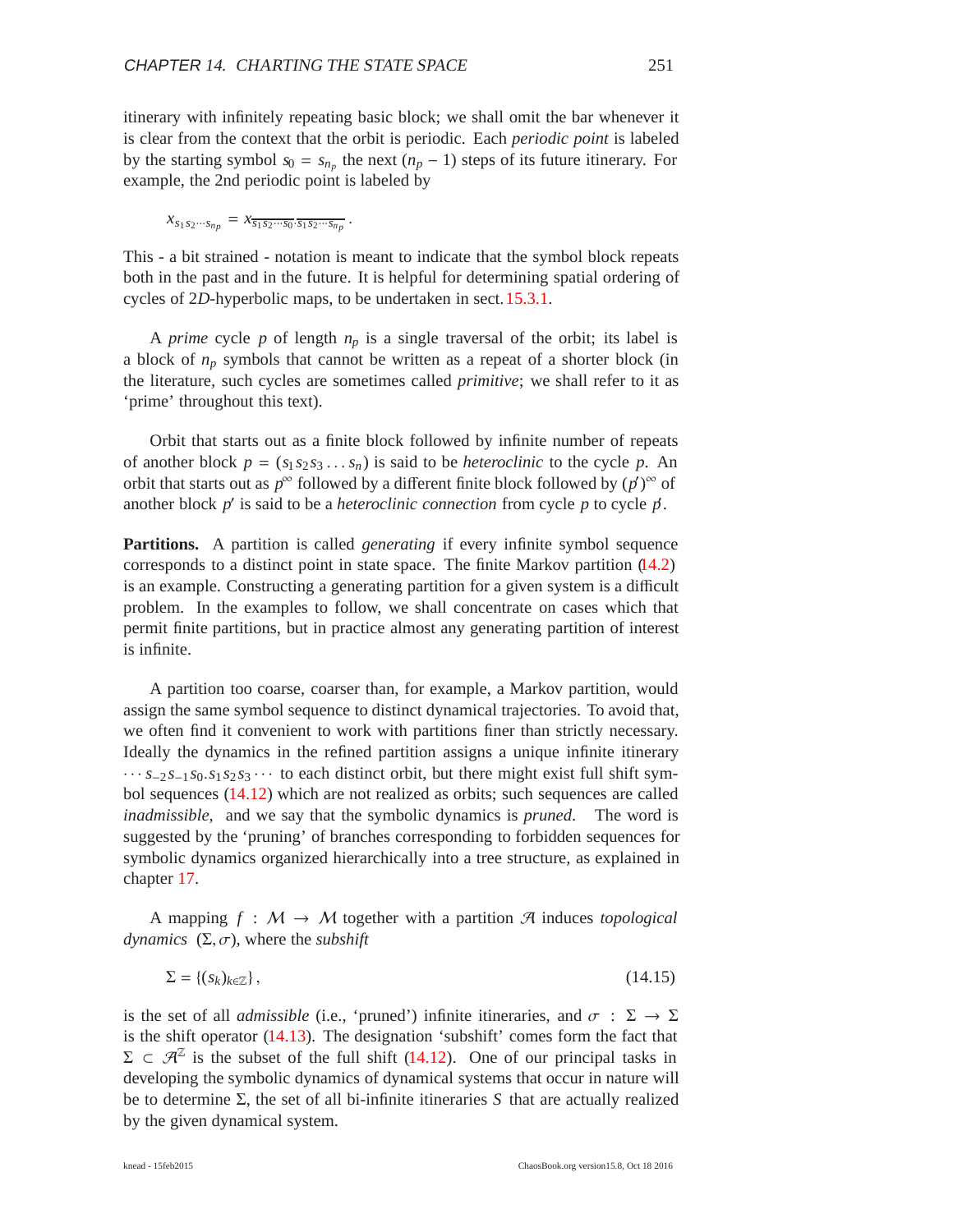itinerary with infinitely repeating basic block; we shall omit the bar whenever it is clear from the context that the orbit is periodic. Each *periodic point* is labeled by the starting symbol $s_0 = s_{n_p}$ the next $(n_p - 1)$ steps of its future itinerary. For example, the 2nd periodic point is labeled by

$$x_{s_1 s_2 \cdots s_{n_p}} = x_{\overline{s_1 s_2 \cdots s_0} \cdot \overline{s_1 s_2 \cdots s_{n_p}}} \,.$$

This - a bit strained - notation is meant to indicate that the symbol block repeats both in the past and in the future. It is helpful for determining spatial ordering of cycles of 2*D*-hyperbolic maps, to be undertaken in sect. 15.3.1.

A *prime* cycle $p$ of length $n_p$ is a single traversal of the orbit; its label is a block of $n_p$ symbols that cannot be written as a repeat of a shorter block (in the literature, such cycles are sometimes called *primitive*; we shall refer to it as 'prime' throughout this text).

Orbit that starts out as a finite block followed by infinite number of repeats of another block $p = (s_1 s_2 s_3 \ldots s_n)$ is said to be *heteroclinic* to the cycle $p$. An orbit that starts out as $p^\infty$ followed by a different finite block followed by $(p')^\infty$ of another block $p'$ is said to be a *heteroclinic connection* from cycle $p$ to cycle $p'$.

**Partitions.** A partition is called *generating* if every infinite symbol sequence corresponds to a distinct point in state space. The finite Markov partition (14.2) is an example. Constructing a generating partition for a given system is a difficult problem. In the examples to follow, we shall concentrate on cases which that permit finite partitions, but in practice almost any generating partition of interest is infinite.

A partition too coarse, coarser than, for example, a Markov partition, would assign the same symbol sequence to distinct dynamical trajectories. To avoid that, we often find it convenient to work with partitions finer than strictly necessary. Ideally the dynamics in the refined partition assigns a unique infinite itinerary $\cdots s_{-2} s_{-1} s_0 . s_1 s_2 s_3 \cdots$ to each distinct orbit, but there might exist full shift symbol sequences (14.12) which are not realized as orbits; such sequences are called *inadmissible*, and we say that the symbolic dynamics is *pruned*. The word is suggested by the 'pruning' of branches corresponding to forbidden sequences for symbolic dynamics organized hierarchically into a tree structure, as explained in chapter 17.

A mapping $f : \mathcal{M} \to \mathcal{M}$ together with a partition $\mathcal{A}$ induces *topological dynamics* $(\Sigma, \sigma)$, where the *subshift*

$$\Sigma = \{(s_k)_{k \in \mathbb{Z}}\} \,, \tag{14.15}$$

is the set of all *admissible* (i.e., 'pruned') infinite itineraries, and $\sigma : \Sigma \to \Sigma$ is the shift operator (14.13). The designation 'subshift' comes form the fact that $\Sigma \subset \mathcal{A}^{\mathbb{Z}}$ is the subset of the full shift (14.12). One of our principal tasks in developing the symbolic dynamics of dynamical systems that occur in nature will be to determine $\Sigma$, the set of all bi-infinite itineraries $S$ that are actually realized by the given dynamical system.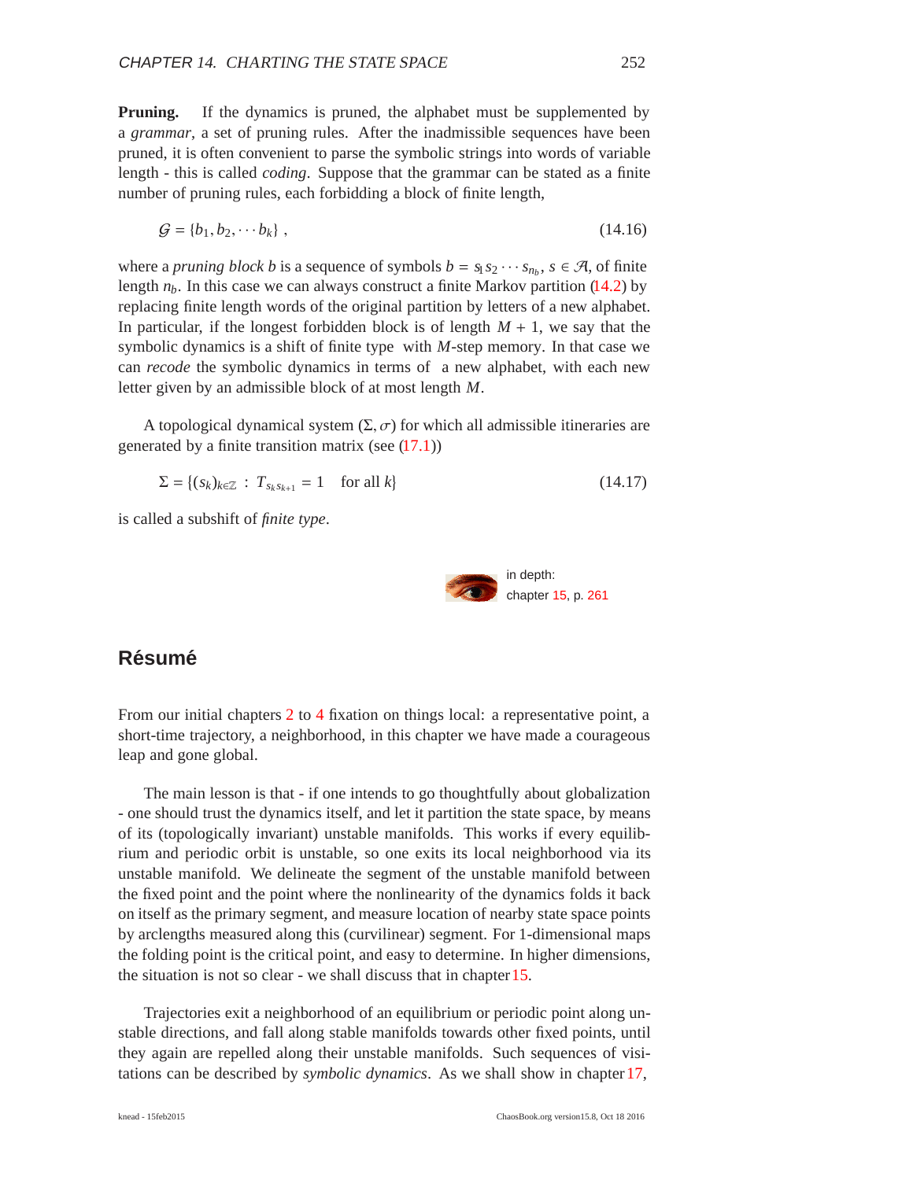**Pruning.** If the dynamics is pruned, the alphabet must be supplemented by a *grammar*, a set of pruning rules. After the inadmissible sequences have been pruned, it is often convenient to parse the symbolic strings into words of variable length - this is called *coding*. Suppose that the grammar can be stated as a finite number of pruning rules, each forbidding a block of finite length,

$$\mathcal{G} = \{b_1, b_2, \cdots b_k\} \,, \tag{14.16}$$

where a *pruning block* $b$ is a sequence of symbols $b = s_1 s_2 \cdots s_{n_b}$, $s \in \mathcal{A}$, of finite length $n_b$. In this case we can always construct a finite Markov partition (14.2) by replacing finite length words of the original partition by letters of a new alphabet. In particular, if the longest forbidden block is of length $M + 1$, we say that the symbolic dynamics is a shift of finite type with $M$-step memory. In that case we can *recode* the symbolic dynamics in terms of a new alphabet, with each new letter given by an admissible block of at most length $M$.

A topological dynamical system $(\Sigma, \sigma)$ for which all admissible itineraries are generated by a finite transition matrix (see (17.1))

$$\Sigma = \{(s_k)_{k\in\mathbb{Z}} \,:\, T_{s_k s_{k+1}} = 1 \quad \text{for all } k\} \tag{14.17}$$

is called a subshift of *finite type*.

in depth:
chapter 15, p. 261

## Résumé

From our initial chapters 2 to 4 fixation on things local: a representative point, a short-time trajectory, a neighborhood, in this chapter we have made a courageous leap and gone global.

The main lesson is that - if one intends to go thoughtfully about globalization - one should trust the dynamics itself, and let it partition the state space, by means of its (topologically invariant) unstable manifolds. This works if every equilibrium and periodic orbit is unstable, so one exits its local neighborhood via its unstable manifold. We delineate the segment of the unstable manifold between the fixed point and the point where the nonlinearity of the dynamics folds it back on itself as the primary segment, and measure location of nearby state space points by arclengths measured along this (curvilinear) segment. For 1-dimensional maps the folding point is the critical point, and easy to determine. In higher dimensions, the situation is not so clear - we shall discuss that in chapter 15.

Trajectories exit a neighborhood of an equilibrium or periodic point along unstable directions, and fall along stable manifolds towards other fixed points, until they again are repelled along their unstable manifolds. Such sequences of visitations can be described by *symbolic dynamics*. As we shall show in chapter 17,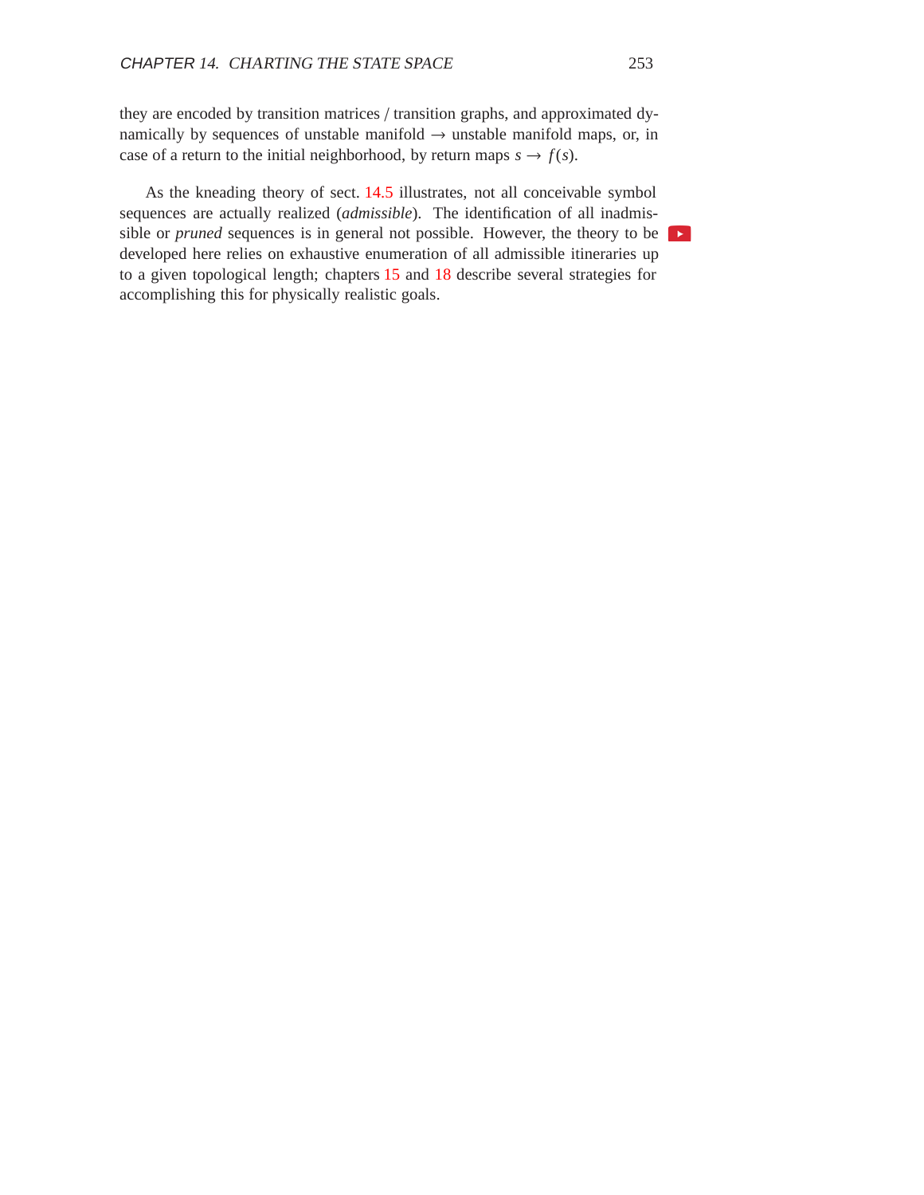they are encoded by transition matrices / transition graphs, and approximated dynamically by sequences of unstable manifold $\to$ unstable manifold maps, or, in case of a return to the initial neighborhood, by return maps $s \to f(s)$.

As the kneading theory of sect. 14.5 illustrates, not all conceivable symbol sequences are actually realized (*admissible*). The identification of all inadmissible or *pruned* sequences is in general not possible. However, the theory to be developed here relies on exhaustive enumeration of all admissible itineraries up to a given topological length; chapters 15 and 18 describe several strategies for accomplishing this for physically realistic goals.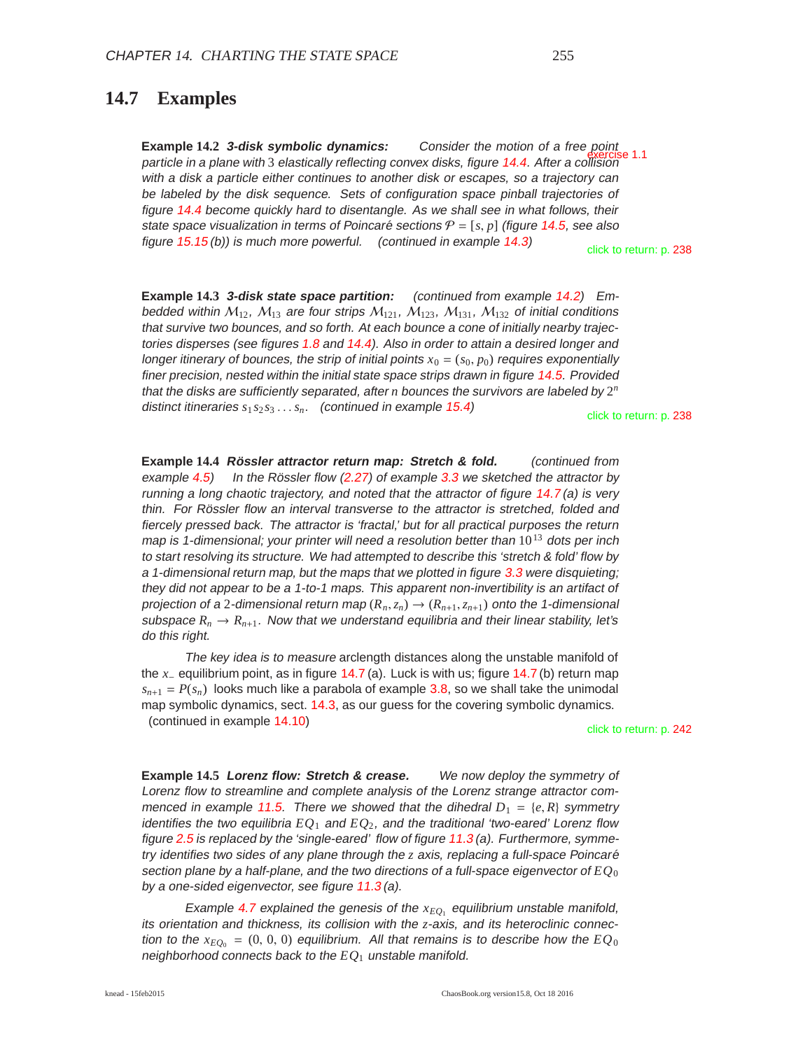## 14.7 Examples

**Example 14.2** ***3-disk symbolic dynamics:*** *Consider the motion of a free point particle in a plane with 3 elastically reflecting convex disks, figure 14.4. After a collision with a disk a particle either continues to another disk or escapes, so a trajectory can be labeled by the disk sequence. Sets of configuration space pinball trajectories of figure 14.4 become quickly hard to disentangle. As we shall see in what follows, their state space visualization in terms of Poincaré sections $\mathcal{P} = [s, p]$ (figure 14.5, see also figure 15.15 (b)) is much more powerful. (continued in example 14.3)*

exercise 1.1

click to return: p. 238

**Example 14.3** ***3-disk state space partition:*** *(continued from example 14.2) Embedded within $\mathcal{M}_{12}$, $\mathcal{M}_{13}$ are four strips $\mathcal{M}_{121}$, $\mathcal{M}_{123}$, $\mathcal{M}_{131}$, $\mathcal{M}_{132}$ of initial conditions that survive two bounces, and so forth. At each bounce a cone of initially nearby trajectories disperses (see figures 1.8 and 14.4). Also in order to attain a desired longer and longer itinerary of bounces, the strip of initial points $x_0 = (s_0, p_0)$ requires exponentially finer precision, nested within the initial state space strips drawn in figure 14.5. Provided that the disks are sufficiently separated, after $n$ bounces the survivors are labeled by $2^n$ distinct itineraries $s_1 s_2 s_3 \ldots s_n$. (continued in example 15.4)*

click to return: p. 238

**Example 14.4** ***Rössler attractor return map: Stretch & fold.*** *(continued from example 4.5) In the Rössler flow (2.27) of example 3.3 we sketched the attractor by running a long chaotic trajectory, and noted that the attractor of figure 14.7 (a) is very thin. For Rössler flow an interval transverse to the attractor is stretched, folded and fiercely pressed back. The attractor is 'fractal,' but for all practical purposes the return map is 1-dimensional; your printer will need a resolution better than $10^{13}$ dots per inch to start resolving its structure. We had attempted to describe this 'stretch & fold' flow by a 1-dimensional return map, but the maps that we plotted in figure 3.3 were disquieting; they did not appear to be a 1-to-1 maps. This apparent non-invertibility is an artifact of projection of a 2-dimensional return map $(R_n, z_n) \to (R_{n+1}, z_{n+1})$ onto the 1-dimensional subspace $R_n \to R_{n+1}$. Now that we understand equilibria and their linear stability, let's do this right.*

*The key idea is to measure* arclength distances along the unstable manifold of the $x_-$ equilibrium point, as in figure 14.7 (a). Luck is with us; figure 14.7 (b) return map $s_{n+1} = P(s_n)$ looks much like a parabola of example 3.8, so we shall take the unimodal map symbolic dynamics, sect. 14.3, as our guess for the covering symbolic dynamics. (continued in example 14.10)

click to return: p. 242

**Example 14.5** ***Lorenz flow: Stretch & crease.*** *We now deploy the symmetry of Lorenz flow to streamline and complete analysis of the Lorenz strange attractor commenced in example 11.5. There we showed that the dihedral $D_1 = \{e, R\}$ symmetry identifies the two equilibria $EQ_1$ and $EQ_2$, and the traditional 'two-eared' Lorenz flow figure 2.5 is replaced by the 'single-eared' flow of figure 11.3 (a). Furthermore, symmetry identifies two sides of any plane through the $z$ axis, replacing a full-space Poincaré section plane by a half-plane, and the two directions of a full-space eigenvector of $EQ_0$ by a one-sided eigenvector, see figure 11.3 (a).*

*Example 4.7 explained the genesis of the $x_{EQ_1}$ equilibrium unstable manifold, its orientation and thickness, its collision with the $z$-axis, and its heteroclinic connection to the $x_{EQ_0} = (0, 0, 0)$ equilibrium. All that remains is to describe how the $EQ_0$ neighborhood connects back to the $EQ_1$ unstable manifold.*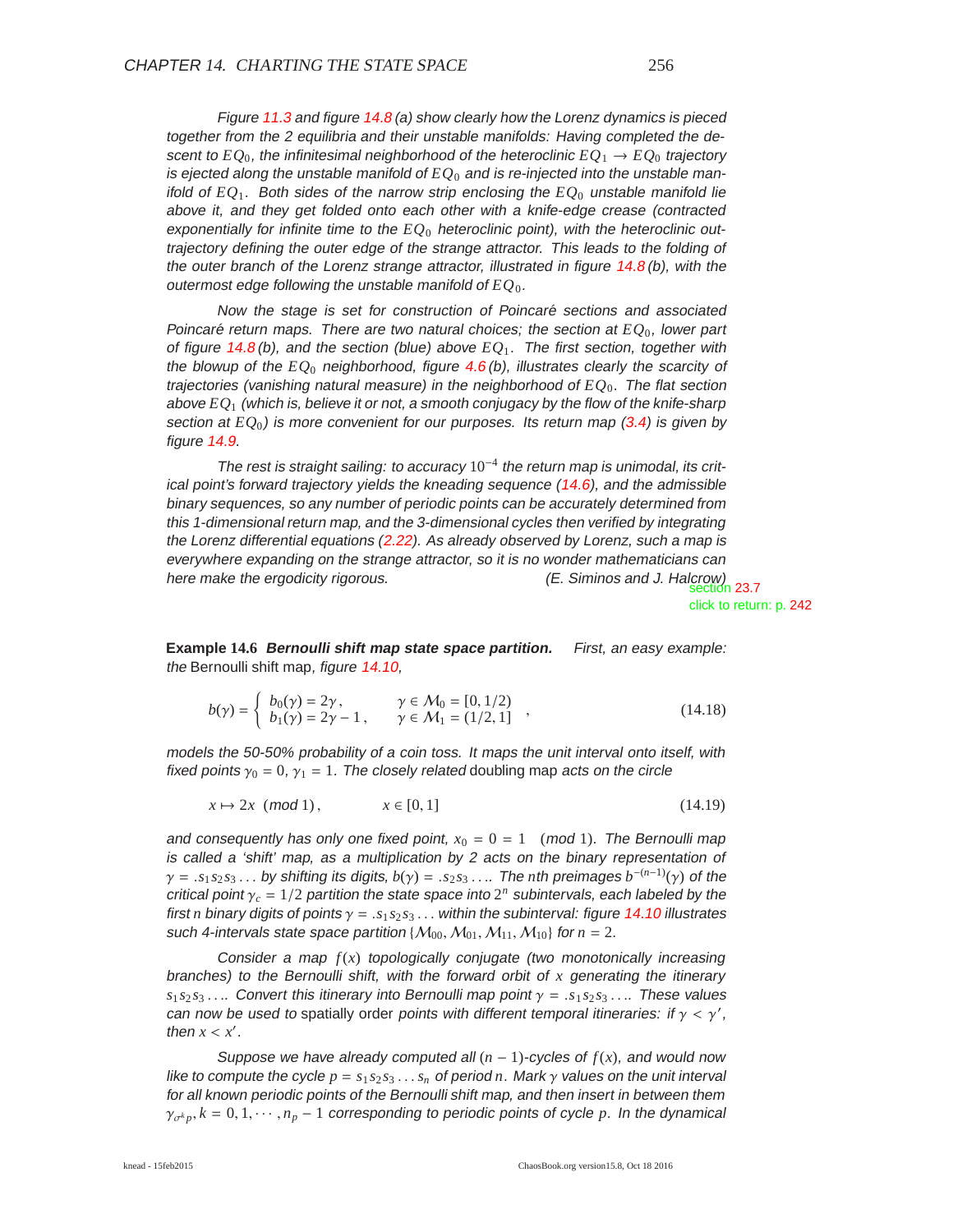*Figure 11.3 and figure 14.8 (a) show clearly how the Lorenz dynamics is pieced together from the 2 equilibria and their unstable manifolds: Having completed the descent to $EQ_0$, the infinitesimal neighborhood of the heteroclinic $EQ_1 \rightarrow EQ_0$ trajectory is ejected along the unstable manifold of $EQ_0$ and is re-injected into the unstable manifold of $EQ_1$. Both sides of the narrow strip enclosing the $EQ_0$ unstable manifold lie above it, and they get folded onto each other with a knife-edge crease (contracted exponentially for infinite time to the $EQ_0$ heteroclinic point), with the heteroclinic out-trajectory defining the outer edge of the strange attractor. This leads to the folding of the outer branch of the Lorenz strange attractor, illustrated in figure 14.8 (b), with the outermost edge following the unstable manifold of $EQ_0$.*

*Now the stage is set for construction of Poincaré sections and associated Poincaré return maps. There are two natural choices; the section at $EQ_0$, lower part of figure 14.8 (b), and the section (blue) above $EQ_1$. The first section, together with the blowup of the $EQ_0$ neighborhood, figure 4.6 (b), illustrates clearly the scarcity of trajectories (vanishing natural measure) in the neighborhood of $EQ_0$. The flat section above $EQ_1$ (which is, believe it or not, a smooth conjugacy by the flow of the knife-sharp section at $EQ_0$) is more convenient for our purposes. Its return map (3.4) is given by figure 14.9.*

*The rest is straight sailing: to accuracy $10^{-4}$ the return map is unimodal, its critical point's forward trajectory yields the kneading sequence (14.6), and the admissible binary sequences, so any number of periodic points can be accurately determined from this 1-dimensional return map, and the 3-dimensional cycles then verified by integrating the Lorenz differential equations (2.22). As already observed by Lorenz, such a map is everywhere expanding on the strange attractor, so it is no wonder mathematicians can here make the ergodicity rigorous.* (E. Siminos and J. Halcrow)

section 23.7
click to return: p. 242

**Example 14.6** ***Bernoulli shift map state space partition.*** *First, an easy example: the* Bernoulli shift map, *figure 14.10,*

$$b(\gamma) = \begin{cases} b_0(\gamma) = 2\gamma\,, & \gamma \in \mathcal{M}_0 = [0, 1/2) \\ b_1(\gamma) = 2\gamma - 1\,, & \gamma \in \mathcal{M}_1 = (1/2, 1] \end{cases}\,, \tag{14.18}$$

*models the 50-50% probability of a coin toss. It maps the unit interval onto itself, with fixed points $\gamma_0 = 0$, $\gamma_1 = 1$. The closely related* doubling map *acts on the circle*

$$x \mapsto 2x \pmod 1\,, \qquad x \in [0, 1] \tag{14.19}$$

*and consequently has only one fixed point, $x_0 = 0 = 1 \pmod 1$. The Bernoulli map is called a 'shift' map, as a multiplication by 2 acts on the binary representation of $\gamma = .s_1 s_2 s_3 \ldots$ by shifting its digits, $b(\gamma) = .s_2 s_3 \ldots$. The nth preimages $b^{-(n-1)}(\gamma)$ of the critical point $\gamma_c = 1/2$ partition the state space into $2^n$ subintervals, each labeled by the first $n$ binary digits of points $\gamma = .s_1 s_2 s_3 \ldots$ within the subinterval: figure 14.10 illustrates such 4-intervals state space partition $\{\mathcal{M}_{00}, \mathcal{M}_{01}, \mathcal{M}_{11}, \mathcal{M}_{10}\}$ for $n = 2$.*

*Consider a map $f(x)$ topologically conjugate (two monotonically increasing branches) to the Bernoulli shift, with the forward orbit of $x$ generating the itinerary $s_1 s_2 s_3 \ldots$. Convert this itinerary into Bernoulli map point $\gamma = .s_1 s_2 s_3 \ldots$. These values can now be used to* spatially order *points with different temporal itineraries: if $\gamma < \gamma'$, then $x < x'$.*

*Suppose we have already computed all $(n-1)$-cycles of $f(x)$, and would now like to compute the cycle $p = s_1 s_2 s_3 \ldots s_n$ of period $n$. Mark $\gamma$ values on the unit interval for all known periodic points of the Bernoulli shift map, and then insert in between them $\gamma_{\sigma^k p}, k = 0, 1, \cdots, n_p - 1$ corresponding to periodic points of cycle $p$. In the dynamical*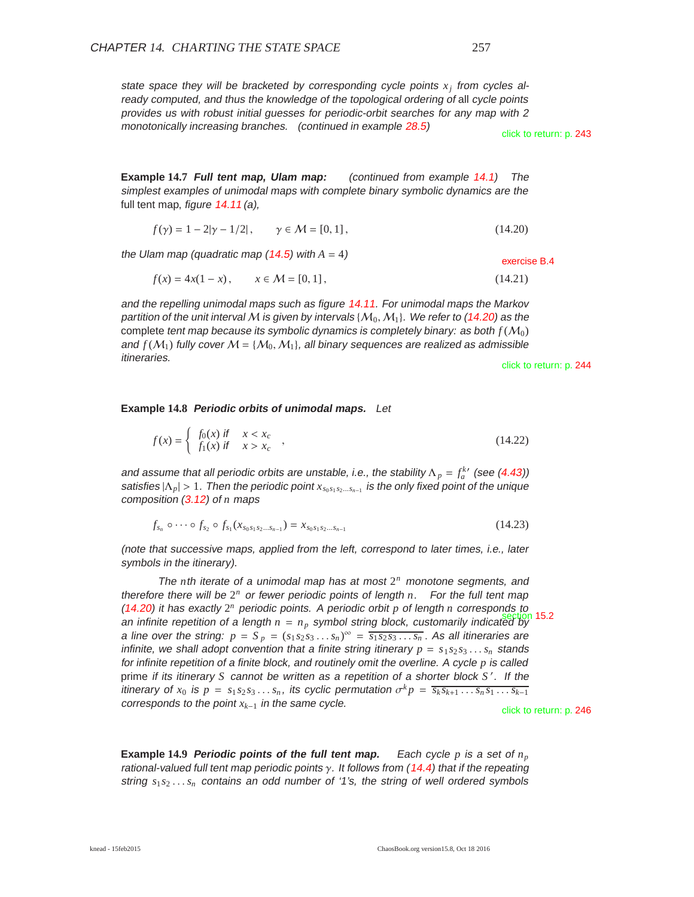*state space they will be bracketed by corresponding cycle points $x_j$ from cycles already computed, and thus the knowledge of the topological ordering of* all *cycle points provides us with robust initial guesses for periodic-orbit searches for any map with 2 monotonically increasing branches.* (continued in example 28.5)

click to return: p. 243

**Example 14.7** ***Full tent map, Ulam map:*** *(continued from example 14.1) The simplest examples of unimodal maps with complete binary symbolic dynamics are the* full tent map, *figure 14.11 (a),*

$$f(\gamma) = 1 - 2|\gamma - 1/2|\,, \qquad \gamma \in \mathcal{M} = [0,1]\,, \tag{14.20}$$

*the Ulam map (quadratic map (14.5) with $A = 4$)*

exercise B.4

$$f(x) = 4x(1-x)\,, \qquad x \in \mathcal{M} = [0,1]\,, \tag{14.21}$$

*and the repelling unimodal maps such as figure 14.11. For unimodal maps the Markov partition of the unit interval $\mathcal{M}$ is given by intervals $\{\mathcal{M}_0, \mathcal{M}_1\}$. We refer to (14.20) as the* complete *tent map because its symbolic dynamics is completely binary: as both $f(\mathcal{M}_0)$ and $f(\mathcal{M}_1)$ fully cover $\mathcal{M} = \{\mathcal{M}_0, \mathcal{M}_1\}$, all binary sequences are realized as admissible itineraries.*

click to return: p. 244

**Example 14.8** ***Periodic orbits of unimodal maps.*** *Let*

$$f(x) = \begin{cases} f_0(x) \text{ if } & x < x_c \\ f_1(x) \text{ if } & x > x_c \end{cases}\,, \tag{14.22}$$

*and assume that all periodic orbits are unstable, i.e., the stability $\Lambda_p = f_a^{k\prime}$ (see (4.43)) satisfies $|\Lambda_p| > 1$. Then the periodic point $x_{s_0 s_1 s_2 \ldots s_{n-1}}$ is the only fixed point of the unique composition (3.12) of $n$ maps*

$$f_{s_n} \circ \cdots \circ f_{s_2} \circ f_{s_1}(x_{s_0 s_1 s_2 \ldots s_{n-1}}) = x_{s_0 s_1 s_2 \ldots s_{n-1}} \tag{14.23}$$

*(note that successive maps, applied from the left, correspond to later times, i.e., later symbols in the itinerary).*

*The $n$th iterate of a unimodal map has at most $2^n$ monotone segments, and therefore there will be $2^n$ or fewer periodic points of length $n$. For the full tent map (14.20) it has exactly $2^n$ periodic points. A periodic orbit $p$ of length $n$ corresponds to an infinite repetition of a length $n = n_p$ symbol string block, customarily indicated by a line over the string: $p = S_p = (s_1 s_2 s_3 \ldots s_n)^\infty = \overline{s_1 s_2 s_3 \ldots s_n}$. As all itineraries are infinite, we shall adopt convention that a finite string itinerary $p = s_1 s_2 s_3 \ldots s_n$ stands for infinite repetition of a finite block, and routinely omit the overline. A cycle $p$ is called* prime *if its itinerary $S$ cannot be written as a repetition of a shorter block $S'$. If the itinerary of $x_0$ is $p = s_1 s_2 s_3 \ldots s_n$, its cyclic permutation $\sigma^k p = \overline{s_k s_{k+1} \ldots s_n s_1 \ldots s_{k-1}}$ corresponds to the point $x_{k-1}$ in the same cycle.*

section 15.2

click to return: p. 246

**Example 14.9** ***Periodic points of the full tent map.*** *Each cycle $p$ is a set of $n_p$ rational-valued full tent map periodic points $\gamma$. It follows from (14.4) that if the repeating string $s_1 s_2 \ldots s_n$ contains an odd number of '1's, the string of well ordered symbols*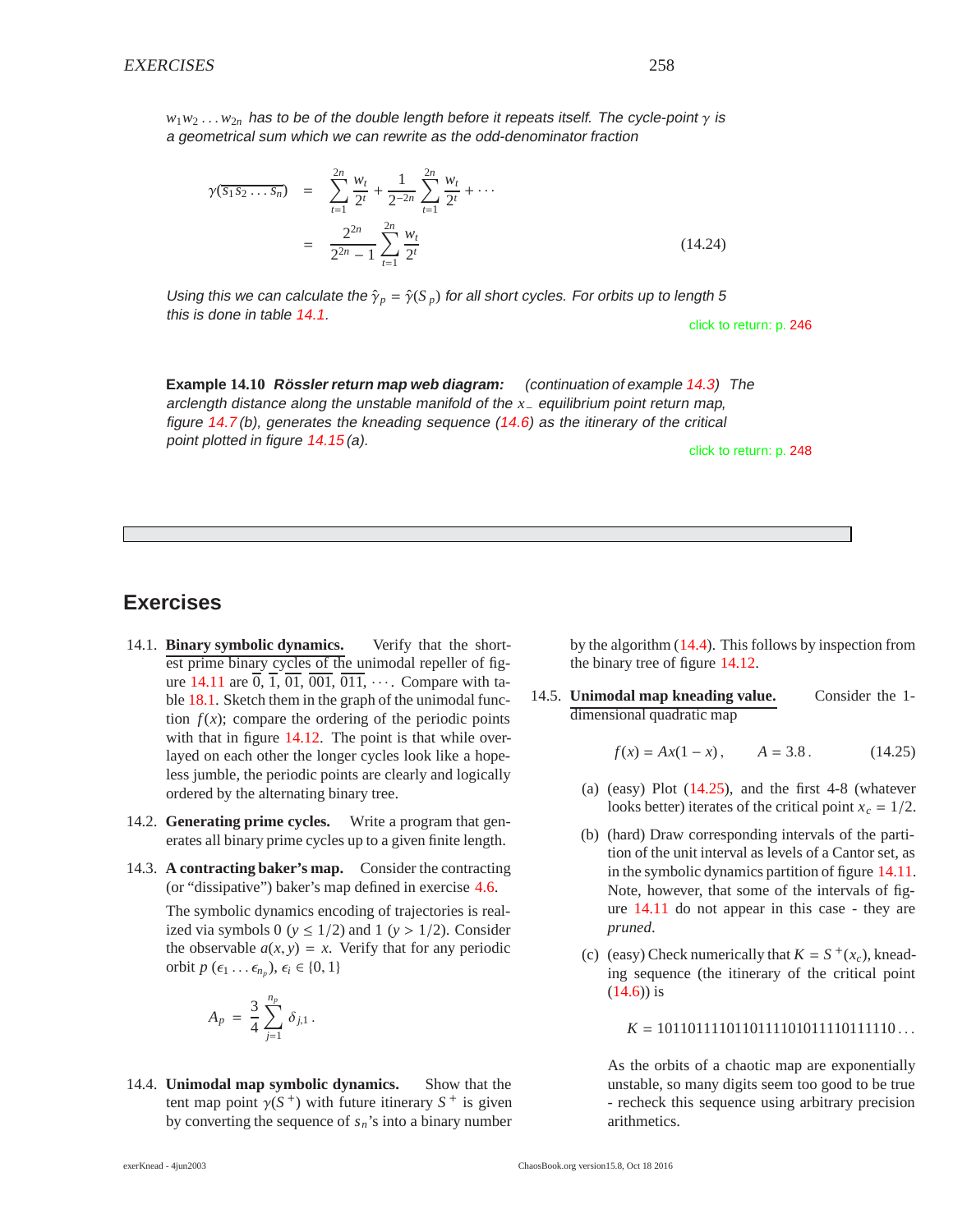*$w_1 w_2 \ldots w_{2n}$ has to be of the double length before it repeats itself. The cycle-point $\gamma$ is a geometrical sum which we can rewrite as the odd-denominator fraction*

$$
\begin{aligned}
\gamma(\overline{s_1 s_2 \ldots s_n}) &= \sum_{t=1}^{2n} \frac{w_t}{2^t} + \frac{1}{2^{-2n}} \sum_{t=1}^{2n} \frac{w_t}{2^t} + \cdots \\
&= \frac{2^{2n}}{2^{2n}-1} \sum_{t=1}^{2n} \frac{w_t}{2^t} \qquad (14.24)
\end{aligned}
$$

*Using this we can calculate the $\hat{\gamma}_p = \hat{\gamma}(S_p)$ for all short cycles. For orbits up to length 5 this is done in table 14.1.*

click to return: p. 246

**Example 14.10** ***Rössler return map web diagram:*** *(continuation of example 14.3) The arclength distance along the unstable manifold of the $x_-$ equilibrium point return map, figure 14.7 (b), generates the kneading sequence (14.6) as the itinerary of the critical point plotted in figure 14.15 (a).*

click to return: p. 248

## Exercises

14.1. **Binary symbolic dynamics.** Verify that the shortest prime binary cycles of the unimodal repeller of figure 14.11 are $\overline{0}$, $\overline{1}$, $\overline{01}$, $\overline{001}$, $\overline{011}$, $\cdots$. Compare with table 18.1. Sketch them in the graph of the unimodal function $f(x)$; compare the ordering of the periodic points with that in figure 14.12. The point is that while overlayed on each other the longer cycles look like a hopeless jumble, the periodic points are clearly and logically ordered by the alternating binary tree.

14.2. **Generating prime cycles.** Write a program that generates all binary prime cycles up to a given finite length.

14.3. **A contracting baker's map.** Consider the contracting (or "dissipative") baker's map defined in exercise 4.6.

The symbolic dynamics encoding of trajectories is realized via symbols 0 ($y \leq 1/2$) and 1 ($y > 1/2$). Consider the observable $a(x, y) = x$. Verify that for any periodic orbit $p$ ($\epsilon_1 \ldots \epsilon_{n_p}$), $\epsilon_i \in \{0, 1\}$

$$
A_p = \frac{3}{4} \sum_{j=1}^{n_p} \delta_{j,1} \,.
$$

14.4. **Unimodal map symbolic dynamics.** Show that the tent map point $\gamma(S^+)$ with future itinerary $S^+$ is given by converting the sequence of $s_n$'s into a binary number by the algorithm (14.4). This follows by inspection from the binary tree of figure 14.12.

14.5. **Unimodal map kneading value.** Consider the 1-dimensional quadratic map

$$
f(x) = Ax(1-x)\,, \qquad A = 3.8\,. \qquad (14.25)
$$

(a) (easy) Plot (14.25), and the first 4-8 (whatever looks better) iterates of the critical point $x_c = 1/2$.

(b) (hard) Draw corresponding intervals of the partition of the unit interval as levels of a Cantor set, as in the symbolic dynamics partition of figure 14.11. Note, however, that some of the intervals of figure 14.11 do not appear in this case - they are *pruned*.

(c) (easy) Check numerically that $K = S^+(x_c)$, kneading sequence (the itinerary of the critical point (14.6)) is

$$
K = 1011011110110111101011110111110\ldots
$$

As the orbits of a chaotic map are exponentially unstable, so many digits seem too good to be true - recheck this sequence using arbitrary precision arithmetics.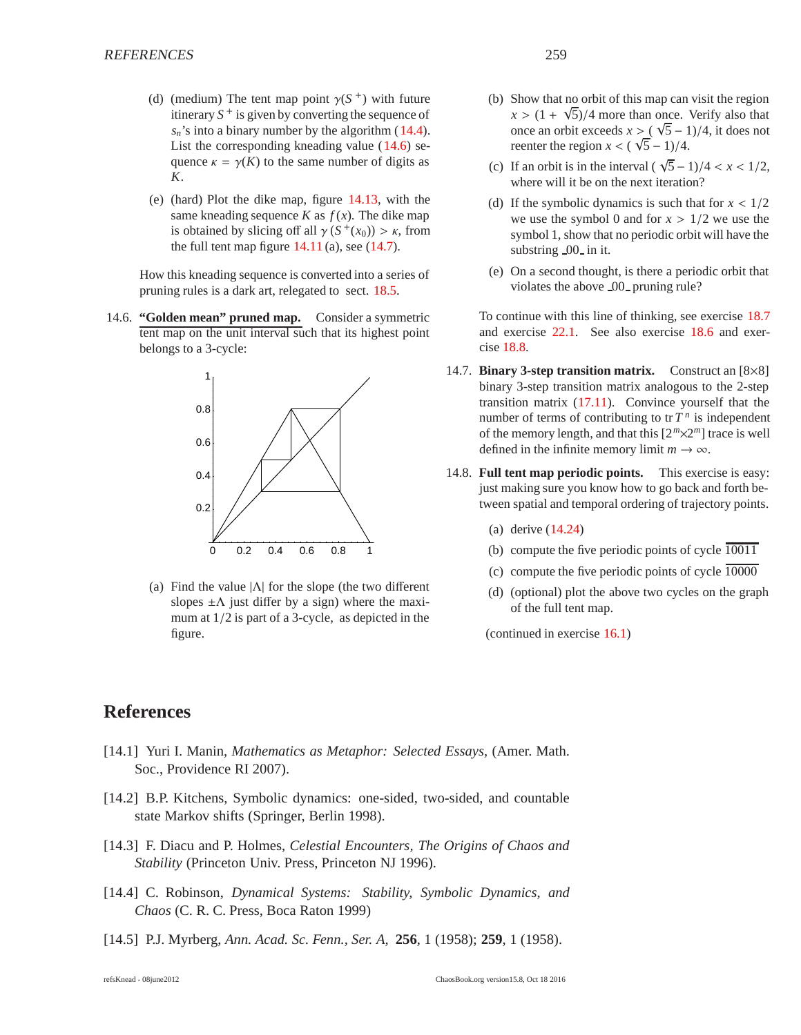(d) (medium) The tent map point $\gamma(S^+)$ with future itinerary $S^+$ is given by converting the sequence of $s_n$'s into a binary number by the algorithm (14.4). List the corresponding kneading value (14.6) sequence $\kappa = \gamma(K)$ to the same number of digits as $K$.

(e) (hard) Plot the dike map, figure 14.13, with the same kneading sequence $K$ as $f(x)$. The dike map is obtained by slicing off all $\gamma(S^+(x_0)) > \kappa$, from the full tent map figure 14.11 (a), see (14.7).

How this kneading sequence is converted into a series of pruning rules is a dark art, relegated to sect. 18.5.

14.6. **"Golden mean" pruned map.** Consider a symmetric tent map on the unit interval such that its highest point belongs to a 3-cycle:

(a) Find the value $|\Lambda|$ for the slope (the two different slopes $\pm\Lambda$ just differ by a sign) where the maximum at $1/2$ is part of a 3-cycle, as depicted in the figure.

(b) Show that no orbit of this map can visit the region $x > (1 + \sqrt{5})/4$ more than once. Verify also that once an orbit exceeds $x > (\sqrt{5} - 1)/4$, it does not reenter the region $x < (\sqrt{5} - 1)/4$.

(c) If an orbit is in the interval $(\sqrt{5} - 1)/4 < x < 1/2$, where will it be on the next iteration?

(d) If the symbolic dynamics is such that for $x < 1/2$ we use the symbol 0 and for $x > 1/2$ we use the symbol 1, show that no periodic orbit will have the substring $\_00\_$ in it.

(e) On a second thought, is there a periodic orbit that violates the above $\_00\_$ pruning rule?

To continue with this line of thinking, see exercise 18.7 and exercise 22.1. See also exercise 18.6 and exercise 18.8.

14.7. **Binary 3-step transition matrix.** Construct an $[8\times 8]$ binary 3-step transition matrix analogous to the 2-step transition matrix (17.11). Convince yourself that the number of terms of contributing to $\mathrm{tr}\, T^n$ is independent of the memory length, and that this $[2^m \times 2^m]$ trace is well defined in the infinite memory limit $m \to \infty$.

14.8. **Full tent map periodic points.** This exercise is easy: just making sure you know how to go back and forth between spatial and temporal ordering of trajectory points.

(a) derive (14.24)

(b) compute the five periodic points of cycle $\overline{10011}$

(c) compute the five periodic points of cycle $\overline{10000}$

(d) (optional) plot the above two cycles on the graph of the full tent map.

(continued in exercise 16.1)

## References

[14.1] Yuri I. Manin, *Mathematics as Metaphor: Selected Essays*, (Amer. Math. Soc., Providence RI 2007).

[14.2] B.P. Kitchens, Symbolic dynamics: one-sided, two-sided, and countable state Markov shifts (Springer, Berlin 1998).

[14.3] F. Diacu and P. Holmes, *Celestial Encounters, The Origins of Chaos and Stability* (Princeton Univ. Press, Princeton NJ 1996).

[14.4] C. Robinson, *Dynamical Systems: Stability, Symbolic Dynamics, and Chaos* (C. R. C. Press, Boca Raton 1999)

[14.5] P.J. Myrberg, *Ann. Acad. Sc. Fenn., Ser. A,* **256**, 1 (1958); **259**, 1 (1958).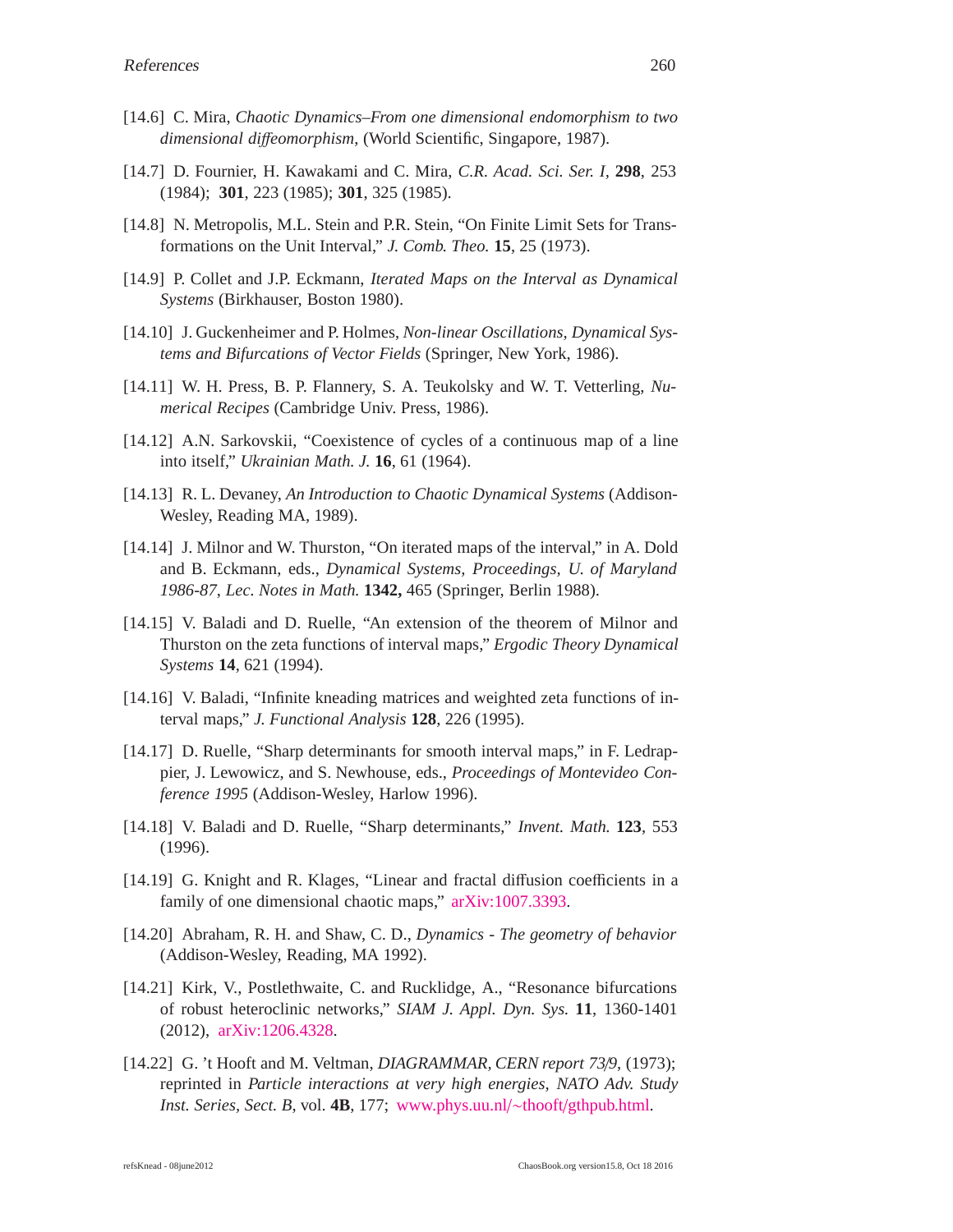[14.6] C. Mira, *Chaotic Dynamics–From one dimensional endomorphism to two dimensional diffeomorphism*, (World Scientific, Singapore, 1987).

[14.7] D. Fournier, H. Kawakami and C. Mira, *C.R. Acad. Sci. Ser. I*, **298**, 253 (1984); **301**, 223 (1985); **301**, 325 (1985).

[14.8] N. Metropolis, M.L. Stein and P.R. Stein, "On Finite Limit Sets for Transformations on the Unit Interval," *J. Comb. Theo.* **15**, 25 (1973).

[14.9] P. Collet and J.P. Eckmann, *Iterated Maps on the Interval as Dynamical Systems* (Birkhauser, Boston 1980).

[14.10] J. Guckenheimer and P. Holmes, *Non-linear Oscillations, Dynamical Systems and Bifurcations of Vector Fields* (Springer, New York, 1986).

[14.11] W. H. Press, B. P. Flannery, S. A. Teukolsky and W. T. Vetterling, *Numerical Recipes* (Cambridge Univ. Press, 1986).

[14.12] A.N. Sarkovskii, "Coexistence of cycles of a continuous map of a line into itself," *Ukrainian Math. J.* **16**, 61 (1964).

[14.13] R. L. Devaney, *An Introduction to Chaotic Dynamical Systems* (Addison-Wesley, Reading MA, 1989).

[14.14] J. Milnor and W. Thurston, "On iterated maps of the interval," in A. Dold and B. Eckmann, eds., *Dynamical Systems, Proceedings, U. of Maryland 1986-87, Lec. Notes in Math.* **1342,** 465 (Springer, Berlin 1988).

[14.15] V. Baladi and D. Ruelle, "An extension of the theorem of Milnor and Thurston on the zeta functions of interval maps," *Ergodic Theory Dynamical Systems* **14**, 621 (1994).

[14.16] V. Baladi, "Infinite kneading matrices and weighted zeta functions of interval maps," *J. Functional Analysis* **128**, 226 (1995).

[14.17] D. Ruelle, "Sharp determinants for smooth interval maps," in F. Ledrappier, J. Lewowicz, and S. Newhouse, eds., *Proceedings of Montevideo Conference 1995* (Addison-Wesley, Harlow 1996).

[14.18] V. Baladi and D. Ruelle, "Sharp determinants," *Invent. Math.* **123**, 553 (1996).

[14.19] G. Knight and R. Klages, "Linear and fractal diffusion coefficients in a family of one dimensional chaotic maps," arXiv:1007.3393.

[14.20] Abraham, R. H. and Shaw, C. D., *Dynamics - The geometry of behavior* (Addison-Wesley, Reading, MA 1992).

[14.21] Kirk, V., Postlethwaite, C. and Rucklidge, A., "Resonance bifurcations of robust heteroclinic networks," *SIAM J. Appl. Dyn. Sys.* **11**, 1360-1401 (2012), arXiv:1206.4328.

[14.22] G. 't Hooft and M. Veltman, *DIAGRAMMAR, CERN report 73/9*, (1973); reprinted in *Particle interactions at very high energies, NATO Adv. Study Inst. Series, Sect. B*, vol. **4B**, 177; www.phys.uu.nl/~thooft/gthpub.html.